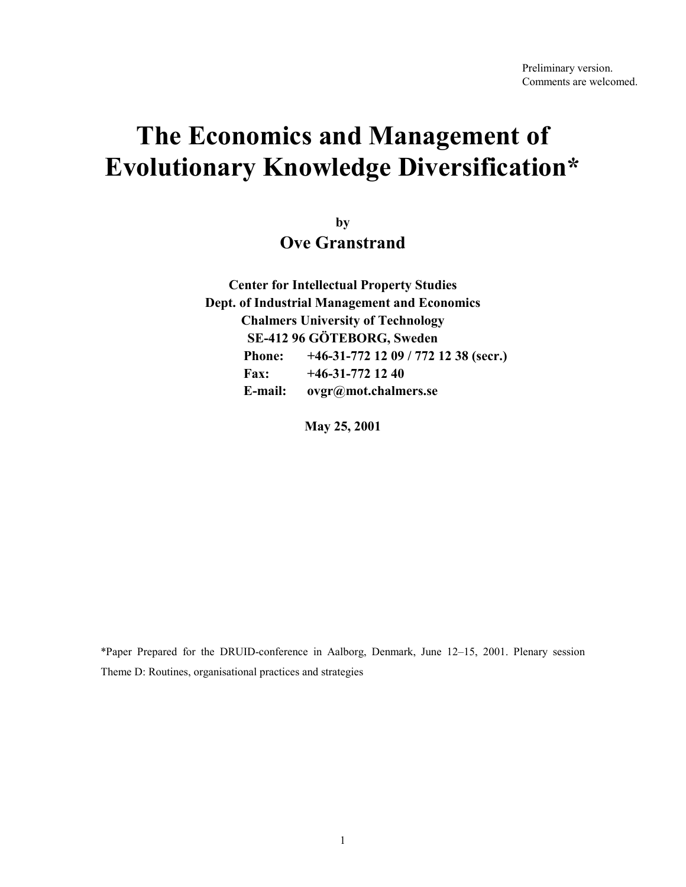Preliminary version.
Comments are welcomed.

# The Economics and Management of Evolutionary Knowledge Diversification*

**by**

**Ove Granstrand**

**Center for Intellectual Property Studies**
**Dept. of Industrial Management and Economics**
**Chalmers University of Technology**
**SE-412 96 GÖTEBORG, Sweden**
**Phone: +46-31-772 12 09 / 772 12 38 (secr.)**
**Fax: +46-31-772 12 40**
**E-mail: ovgr@mot.chalmers.se**

**May 25, 2001**

*Paper Prepared for the DRUID-conference in Aalborg, Denmark, June 12–15, 2001. Plenary session Theme D: Routines, organisational practices and strategies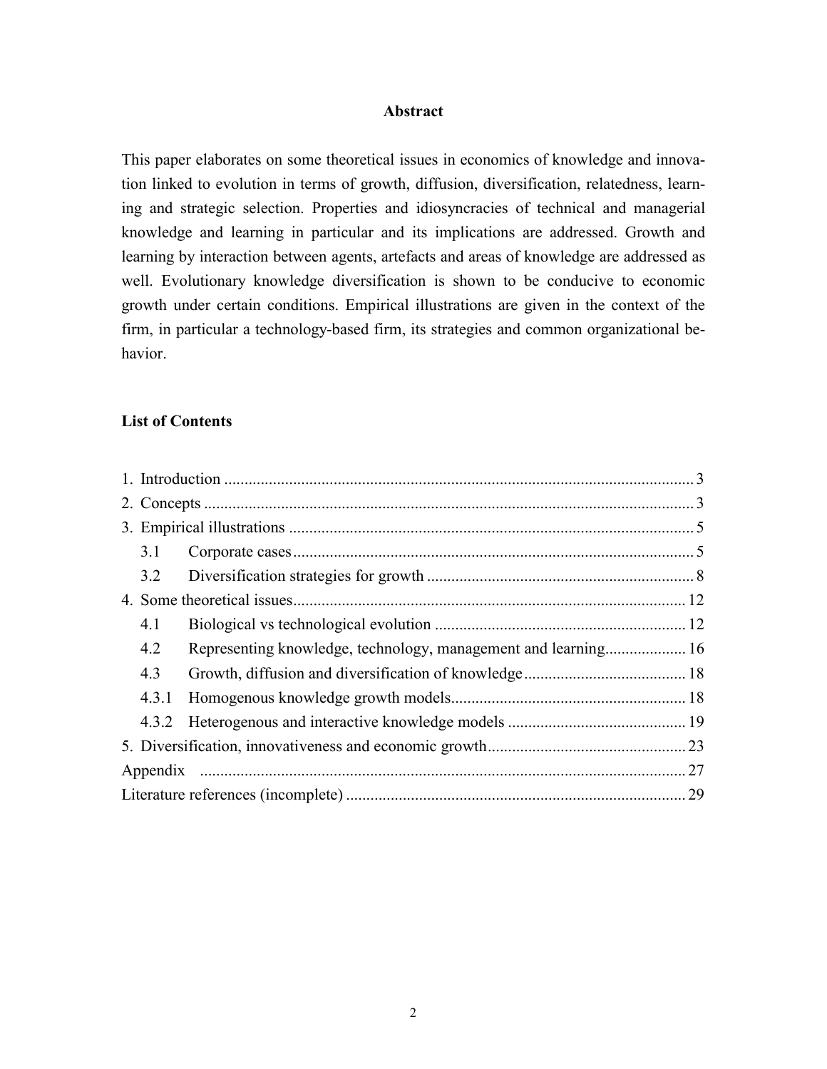## Abstract

This paper elaborates on some theoretical issues in economics of knowledge and innovation linked to evolution in terms of growth, diffusion, diversification, relatedness, learning and strategic selection. Properties and idiosyncracies of technical and managerial knowledge and learning in particular and its implications are addressed. Growth and learning by interaction between agents, artefacts and areas of knowledge are addressed as well. Evolutionary knowledge diversification is shown to be conducive to economic growth under certain conditions. Empirical illustrations are given in the context of the firm, in particular a technology-based firm, its strategies and common organizational behavior.

## List of Contents

1. Introduction ........ 3
2. Concepts ........ 3
3. Empirical illustrations ........ 5
   - 3.1 Corporate cases ........ 5
   - 3.2 Diversification strategies for growth ........ 8
4. Some theoretical issues ........ 12
   - 4.1 Biological vs technological evolution ........ 12
   - 4.2 Representing knowledge, technology, management and learning ........ 16
   - 4.3 Growth, diffusion and diversification of knowledge ........ 18
   - 4.3.1 Homogenous knowledge growth models ........ 18
   - 4.3.2 Heterogenous and interactive knowledge models ........ 19
5. Diversification, innovativeness and economic growth ........ 23

Appendix ........ 27

Literature references (incomplete) ........ 29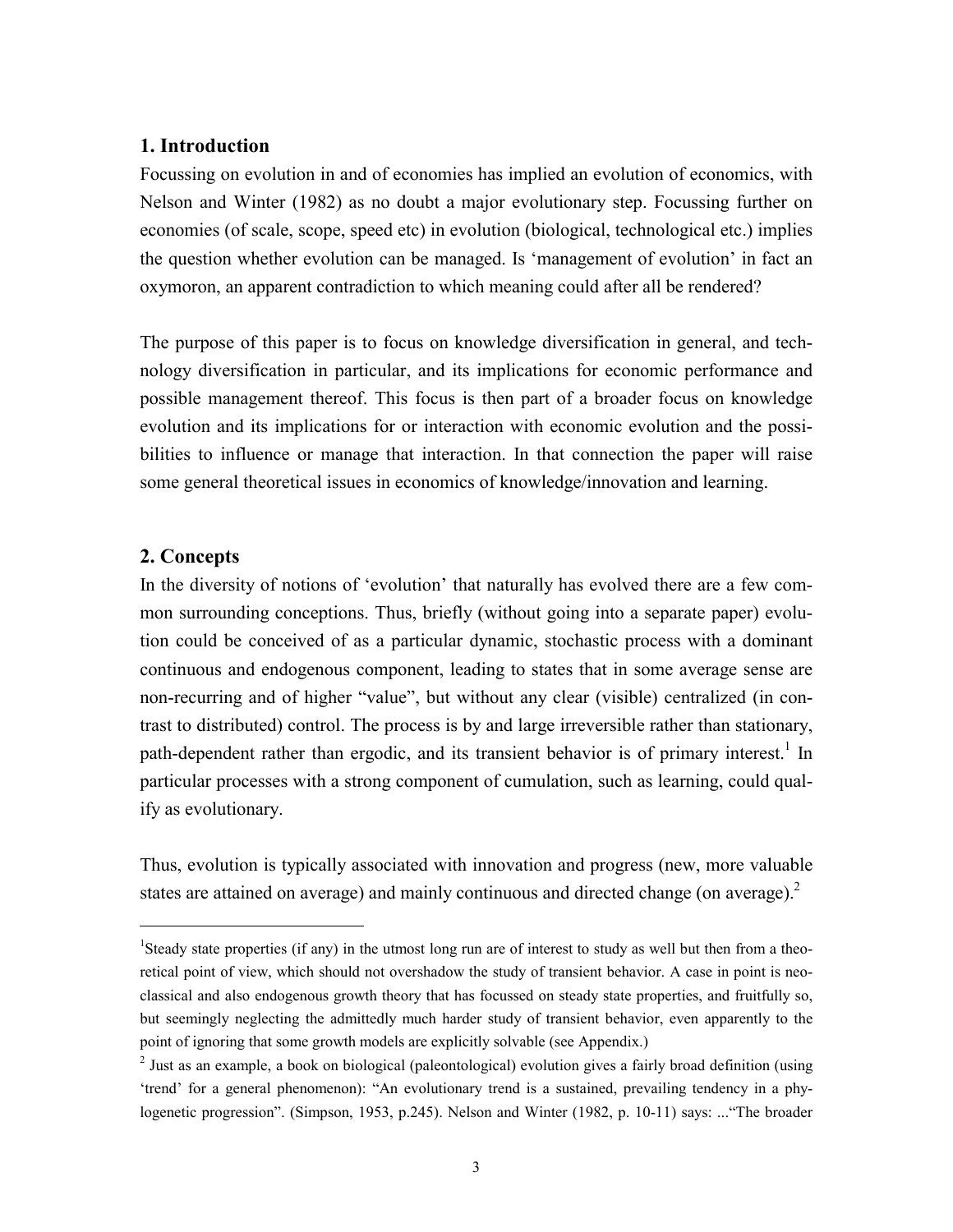## 1. Introduction

Focussing on evolution in and of economies has implied an evolution of economics, with Nelson and Winter (1982) as no doubt a major evolutionary step. Focussing further on economies (of scale, scope, speed etc) in evolution (biological, technological etc.) implies the question whether evolution can be managed. Is 'management of evolution' in fact an oxymoron, an apparent contradiction to which meaning could after all be rendered?

The purpose of this paper is to focus on knowledge diversification in general, and technology diversification in particular, and its implications for economic performance and possible management thereof. This focus is then part of a broader focus on knowledge evolution and its implications for or interaction with economic evolution and the possibilities to influence or manage that interaction. In that connection the paper will raise some general theoretical issues in economics of knowledge/innovation and learning.

## 2. Concepts

In the diversity of notions of 'evolution' that naturally has evolved there are a few common surrounding conceptions. Thus, briefly (without going into a separate paper) evolution could be conceived of as a particular dynamic, stochastic process with a dominant continuous and endogenous component, leading to states that in some average sense are non-recurring and of higher "value", but without any clear (visible) centralized (in contrast to distributed) control. The process is by and large irreversible rather than stationary, path-dependent rather than ergodic, and its transient behavior is of primary interest.[1] In particular processes with a strong component of cumulation, such as learning, could qualify as evolutionary.

Thus, evolution is typically associated with innovation and progress (new, more valuable states are attained on average) and mainly continuous and directed change (on average).[2]

---

[1] Steady state properties (if any) in the utmost long run are of interest to study as well but then from a theoretical point of view, which should not overshadow the study of transient behavior. A case in point is neoclassical and also endogenous growth theory that has focussed on steady state properties, and fruitfully so, but seemingly neglecting the admittedly much harder study of transient behavior, even apparently to the point of ignoring that some growth models are explicitly solvable (see Appendix.)

[2] Just as an example, a book on biological (paleontological) evolution gives a fairly broad definition (using 'trend' for a general phenomenon): "An evolutionary trend is a sustained, prevailing tendency in a phylogenetic progression". (Simpson, 1953, p.245). Nelson and Winter (1982, p. 10-11) says: ..."The broader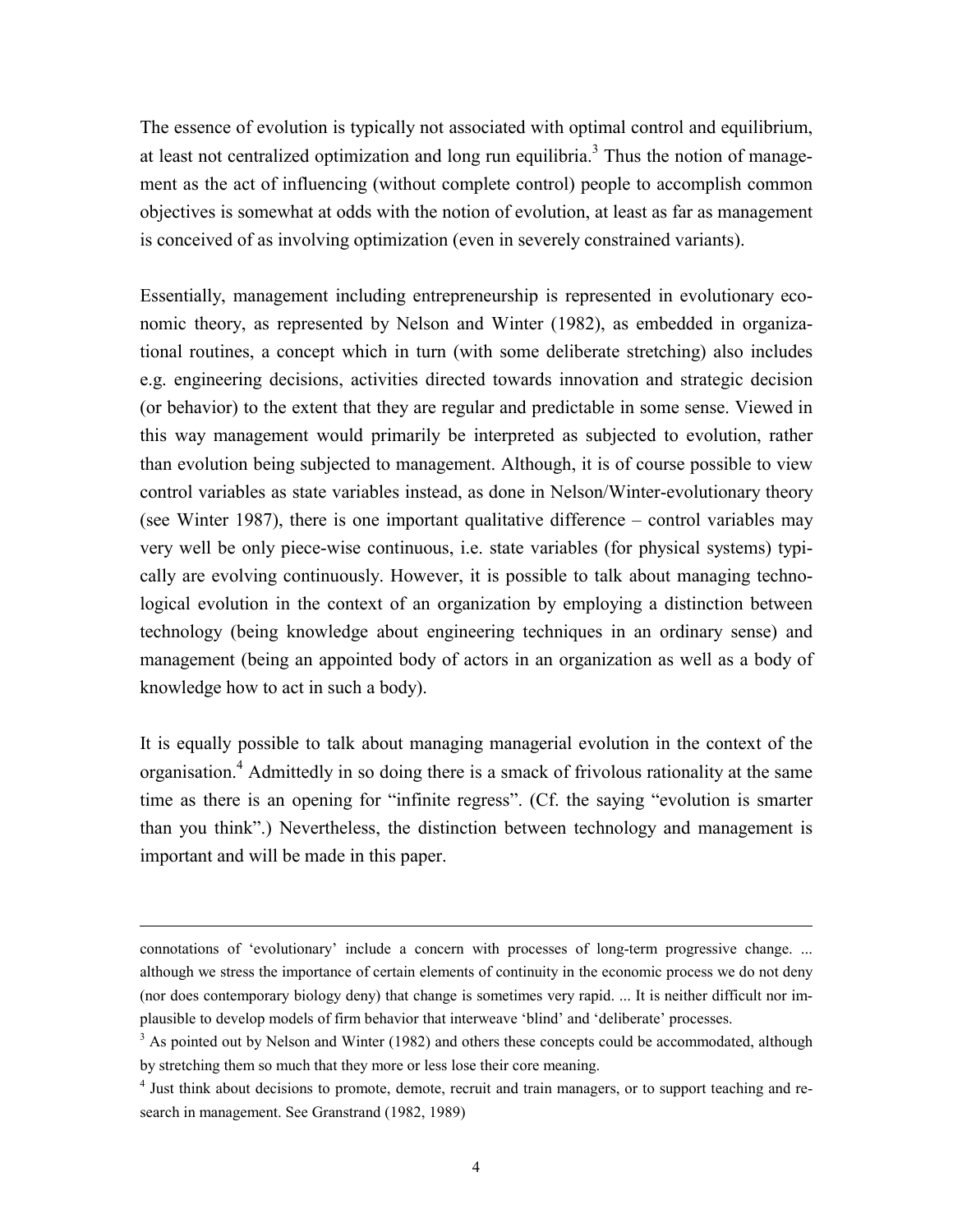The essence of evolution is typically not associated with optimal control and equilibrium, at least not centralized optimization and long run equilibria.[3] Thus the notion of management as the act of influencing (without complete control) people to accomplish common objectives is somewhat at odds with the notion of evolution, at least as far as management is conceived of as involving optimization (even in severely constrained variants).

Essentially, management including entrepreneurship is represented in evolutionary economic theory, as represented by Nelson and Winter (1982), as embedded in organizational routines, a concept which in turn (with some deliberate stretching) also includes e.g. engineering decisions, activities directed towards innovation and strategic decision (or behavior) to the extent that they are regular and predictable in some sense. Viewed in this way management would primarily be interpreted as subjected to evolution, rather than evolution being subjected to management. Although, it is of course possible to view control variables as state variables instead, as done in Nelson/Winter-evolutionary theory (see Winter 1987), there is one important qualitative difference – control variables may very well be only piece-wise continuous, i.e. state variables (for physical systems) typically are evolving continuously. However, it is possible to talk about managing technological evolution in the context of an organization by employing a distinction between technology (being knowledge about engineering techniques in an ordinary sense) and management (being an appointed body of actors in an organization as well as a body of knowledge how to act in such a body).

It is equally possible to talk about managing managerial evolution in the context of the organisation.[4] Admittedly in so doing there is a smack of frivolous rationality at the same time as there is an opening for "infinite regress". (Cf. the saying "evolution is smarter than you think".) Nevertheless, the distinction between technology and management is important and will be made in this paper.

---

connotations of 'evolutionary' include a concern with processes of long-term progressive change. ... although we stress the importance of certain elements of continuity in the economic process we do not deny (nor does contemporary biology deny) that change is sometimes very rapid. ... It is neither difficult nor implausible to develop models of firm behavior that interweave 'blind' and 'deliberate' processes.

[3] As pointed out by Nelson and Winter (1982) and others these concepts could be accommodated, although by stretching them so much that they more or less lose their core meaning.

[4] Just think about decisions to promote, demote, recruit and train managers, or to support teaching and research in management. See Granstrand (1982, 1989)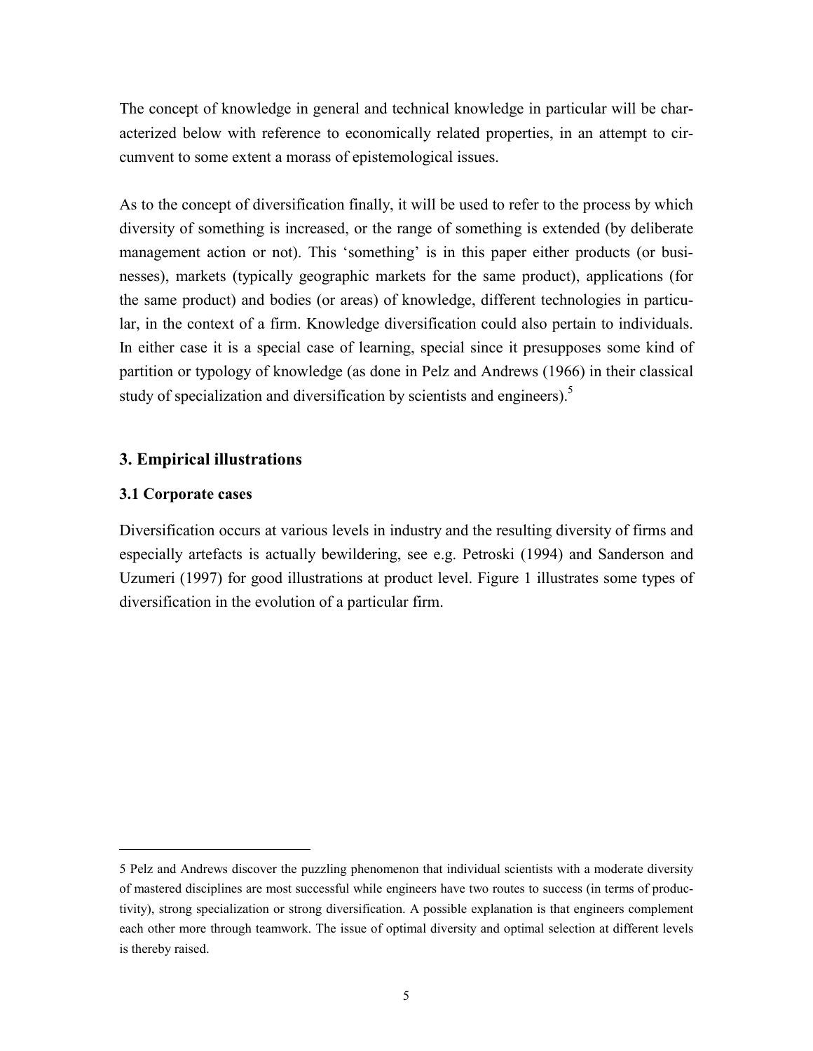The concept of knowledge in general and technical knowledge in particular will be characterized below with reference to economically related properties, in an attempt to circumvent to some extent a morass of epistemological issues.

As to the concept of diversification finally, it will be used to refer to the process by which diversity of something is increased, or the range of something is extended (by deliberate management action or not). This 'something' is in this paper either products (or businesses), markets (typically geographic markets for the same product), applications (for the same product) and bodies (or areas) of knowledge, different technologies in particular, in the context of a firm. Knowledge diversification could also pertain to individuals. In either case it is a special case of learning, special since it presupposes some kind of partition or typology of knowledge (as done in Pelz and Andrews (1966) in their classical study of specialization and diversification by scientists and engineers).[5]

## 3. Empirical illustrations

### 3.1 Corporate cases

Diversification occurs at various levels in industry and the resulting diversity of firms and especially artefacts is actually bewildering, see e.g. Petroski (1994) and Sanderson and Uzumeri (1997) for good illustrations at product level. Figure 1 illustrates some types of diversification in the evolution of a particular firm.

---

5 Pelz and Andrews discover the puzzling phenomenon that individual scientists with a moderate diversity of mastered disciplines are most successful while engineers have two routes to success (in terms of productivity), strong specialization or strong diversification. A possible explanation is that engineers complement each other more through teamwork. The issue of optimal diversity and optimal selection at different levels is thereby raised.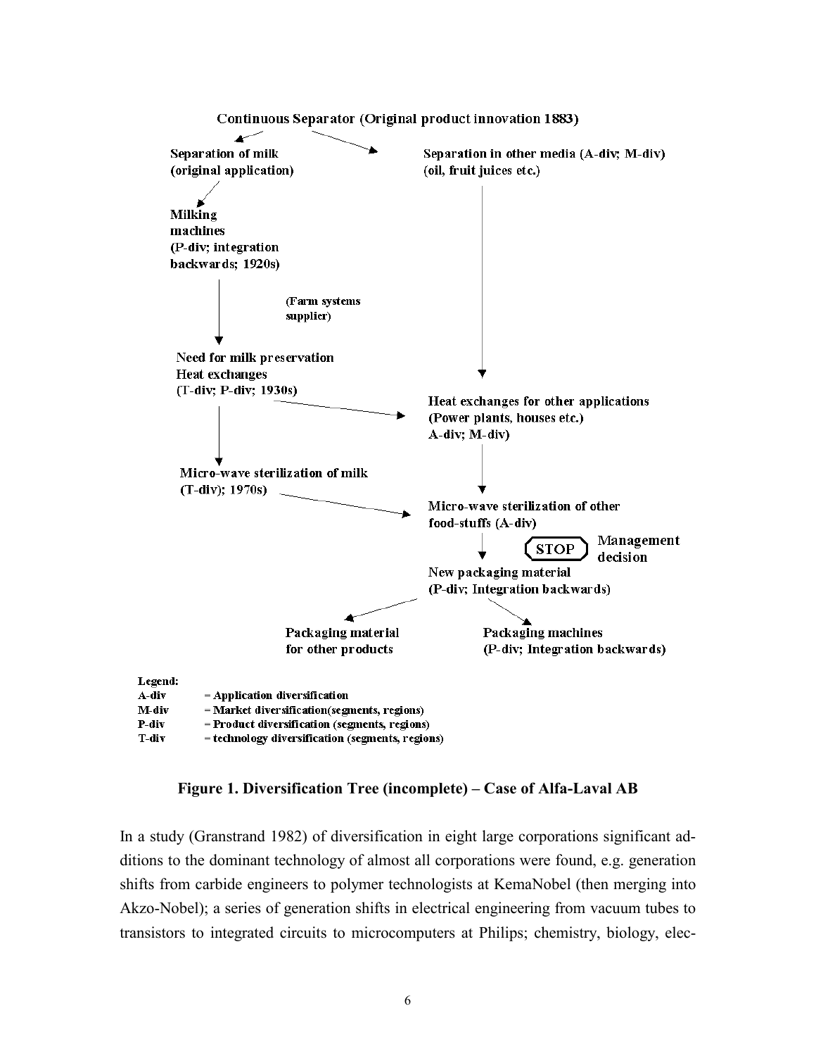Continuous Separator (Original product innovation 1883)

Separation of milk (original application)

Separation in other media (A-div; M-div) (oil, fruit juices etc.)

Milking machines (P-div; integration backwards; 1920s)

(Farm systems supplier)

Need for milk preservation Heat exchanges (T-div; P-div; 1930s)

Heat exchanges for other applications (Power plants, houses etc.) A-div; M-div)

Micro-wave sterilization of milk (T-div); 1970s)

Micro-wave sterilization of other food-stuffs (A-div)

STOP — Management decision

New packaging material (P-div; Integration backwards)

Packaging material for other products

Packaging machines (P-div; Integration backwards)

Legend:

| | |
|---|---|
| A-div | = Application diversification |
| M-div | = Market diversification(segments, regions) |
| P-div | = Product diversification (segments, regions) |
| T-div | = technology diversification (segments, regions) |

**Figure 1. Diversification Tree (incomplete) – Case of Alfa-Laval AB**

In a study (Granstrand 1982) of diversification in eight large corporations significant additions to the dominant technology of almost all corporations were found, e.g. generation shifts from carbide engineers to polymer technologists at KemaNobel (then merging into Akzo-Nobel); a series of generation shifts in electrical engineering from vacuum tubes to transistors to integrated circuits to microcomputers at Philips; chemistry, biology, elec-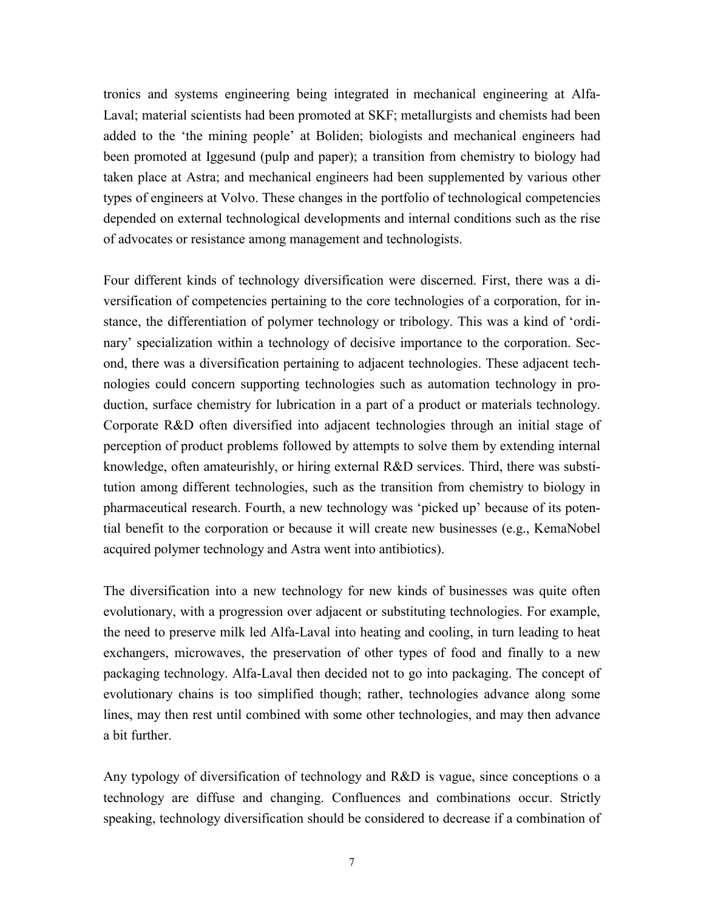tronics and systems engineering being integrated in mechanical engineering at Alfa-Laval; material scientists had been promoted at SKF; metallurgists and chemists had been added to the 'the mining people' at Boliden; biologists and mechanical engineers had been promoted at Iggesund (pulp and paper); a transition from chemistry to biology had taken place at Astra; and mechanical engineers had been supplemented by various other types of engineers at Volvo. These changes in the portfolio of technological competencies depended on external technological developments and internal conditions such as the rise of advocates or resistance among management and technologists.

Four different kinds of technology diversification were discerned. First, there was a diversification of competencies pertaining to the core technologies of a corporation, for instance, the differentiation of polymer technology or tribology. This was a kind of 'ordinary' specialization within a technology of decisive importance to the corporation. Second, there was a diversification pertaining to adjacent technologies. These adjacent technologies could concern supporting technologies such as automation technology in production, surface chemistry for lubrication in a part of a product or materials technology. Corporate R&D often diversified into adjacent technologies through an initial stage of perception of product problems followed by attempts to solve them by extending internal knowledge, often amateurishly, or hiring external R&D services. Third, there was substitution among different technologies, such as the transition from chemistry to biology in pharmaceutical research. Fourth, a new technology was 'picked up' because of its potential benefit to the corporation or because it will create new businesses (e.g., KemaNobel acquired polymer technology and Astra went into antibiotics).

The diversification into a new technology for new kinds of businesses was quite often evolutionary, with a progression over adjacent or substituting technologies. For example, the need to preserve milk led Alfa-Laval into heating and cooling, in turn leading to heat exchangers, microwaves, the preservation of other types of food and finally to a new packaging technology. Alfa-Laval then decided not to go into packaging. The concept of evolutionary chains is too simplified though; rather, technologies advance along some lines, may then rest until combined with some other technologies, and may then advance a bit further.

Any typology of diversification of technology and R&D is vague, since conceptions o a technology are diffuse and changing. Confluences and combinations occur. Strictly speaking, technology diversification should be considered to decrease if a combination of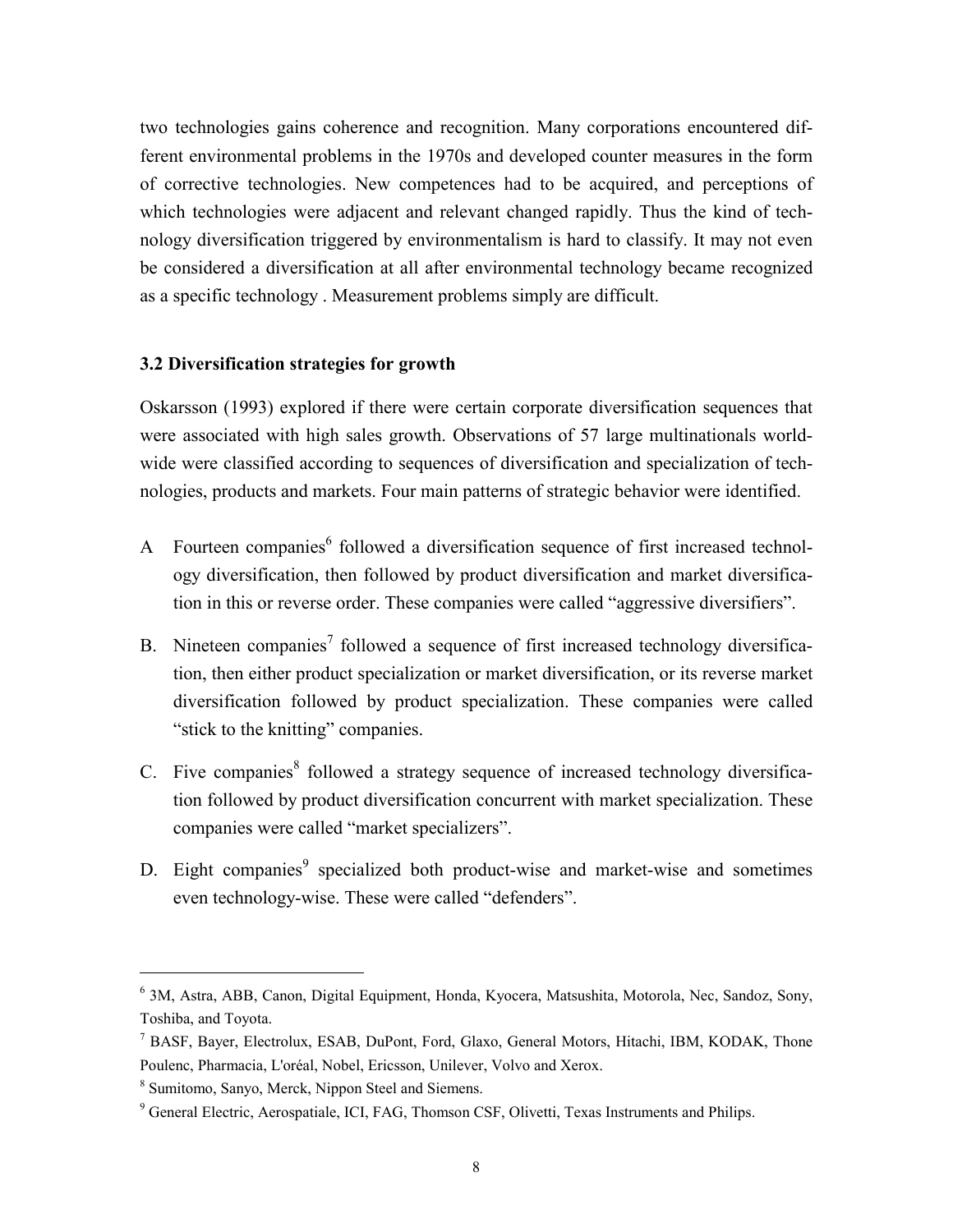two technologies gains coherence and recognition. Many corporations encountered different environmental problems in the 1970s and developed counter measures in the form of corrective technologies. New competences had to be acquired, and perceptions of which technologies were adjacent and relevant changed rapidly. Thus the kind of technology diversification triggered by environmentalism is hard to classify. It may not even be considered a diversification at all after environmental technology became recognized as a specific technology . Measurement problems simply are difficult.

### 3.2 Diversification strategies for growth

Oskarsson (1993) explored if there were certain corporate diversification sequences that were associated with high sales growth. Observations of 57 large multinationals worldwide were classified according to sequences of diversification and specialization of technologies, products and markets. Four main patterns of strategic behavior were identified.

A Fourteen companies[6] followed a diversification sequence of first increased technology diversification, then followed by product diversification and market diversification in this or reverse order. These companies were called “aggressive diversifiers”.

B. Nineteen companies[7] followed a sequence of first increased technology diversification, then either product specialization or market diversification, or its reverse market diversification followed by product specialization. These companies were called “stick to the knitting” companies.

C. Five companies[8] followed a strategy sequence of increased technology diversification followed by product diversification concurrent with market specialization. These companies were called “market specializers”.

D. Eight companies[9] specialized both product-wise and market-wise and sometimes even technology-wise. These were called “defenders”.

---

[6] 3M, Astra, ABB, Canon, Digital Equipment, Honda, Kyocera, Matsushita, Motorola, Nec, Sandoz, Sony, Toshiba, and Toyota.

[7] BASF, Bayer, Electrolux, ESAB, DuPont, Ford, Glaxo, General Motors, Hitachi, IBM, KODAK, Thone Poulenc, Pharmacia, L'oréal, Nobel, Ericsson, Unilever, Volvo and Xerox.

[8] Sumitomo, Sanyo, Merck, Nippon Steel and Siemens.

[9] General Electric, Aerospatiale, ICI, FAG, Thomson CSF, Olivetti, Texas Instruments and Philips.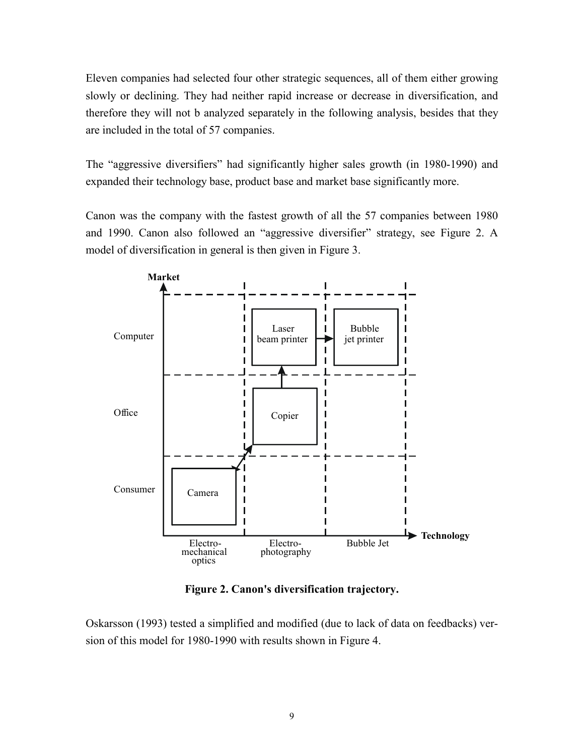Eleven companies had selected four other strategic sequences, all of them either growing slowly or declining. They had neither rapid increase or decrease in diversification, and therefore they will not b analyzed separately in the following analysis, besides that they are included in the total of 57 companies.

The "aggressive diversifiers" had significantly higher sales growth (in 1980-1990) and expanded their technology base, product base and market base significantly more.

Canon was the company with the fastest growth of all the 57 companies between 1980 and 1990. Canon also followed an "aggressive diversifier" strategy, see Figure 2. A model of diversification in general is then given in Figure 3.

**Figure 2. Canon's diversification trajectory.**

Oskarsson (1993) tested a simplified and modified (due to lack of data on feedbacks) version of this model for 1980-1990 with results shown in Figure 4.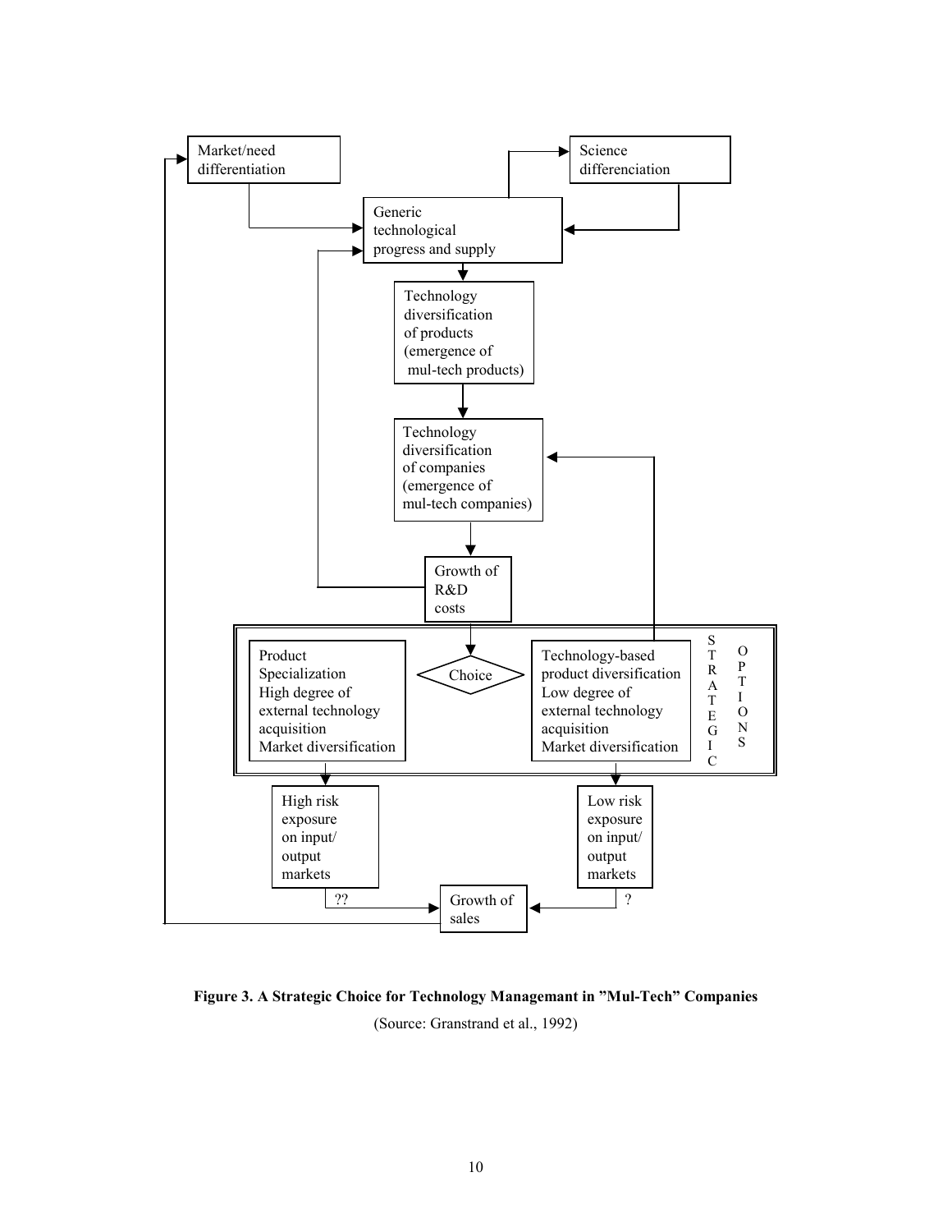Market/need differentiation

Science differenciation

Generic technological progress and supply

Technology diversification of products (emergence of mul-tech products)

Technology diversification of companies (emergence of mul-tech companies)

Growth of R&D costs

STRATEGIC OPTIONS

Product Specialization
High degree of external technology acquisition
Market diversification

Choice

Technology-based product diversification
Low degree of external technology acquisition
Market diversification

High risk exposure on input/ output markets

Low risk exposure on input/ output markets

??

?

Growth of sales

**Figure 3. A Strategic Choice for Technology Managemant in "Mul-Tech" Companies**

(Source: Granstrand et al., 1992)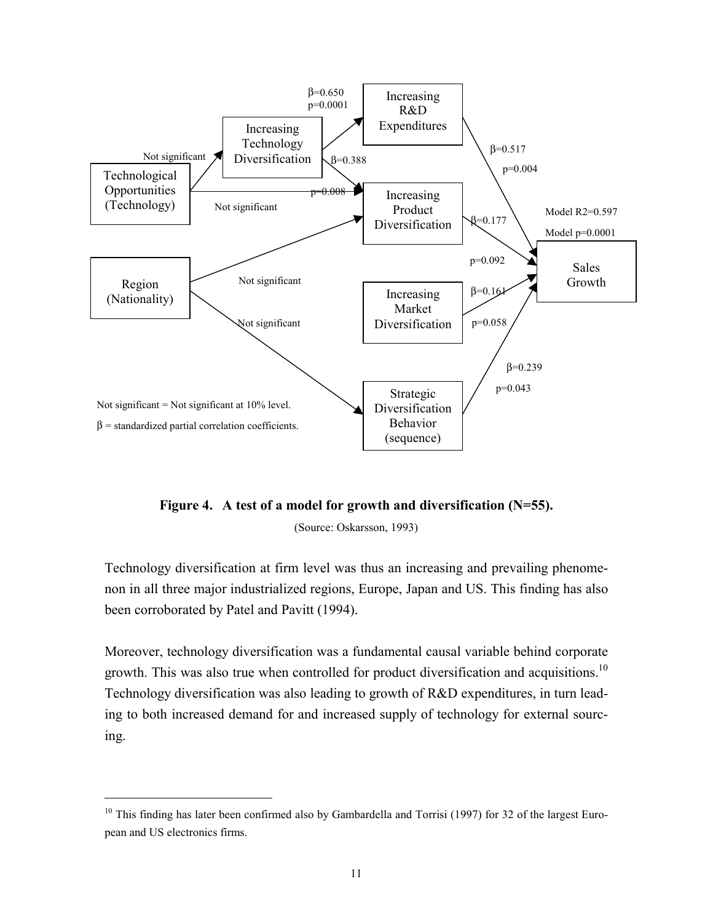**Figure 4. A test of a model for growth and diversification (N=55).**

(Source: Oskarsson, 1993)

Technology diversification at firm level was thus an increasing and prevailing phenomenon in all three major industrialized regions, Europe, Japan and US. This finding has also been corroborated by Patel and Pavitt (1994).

Moreover, technology diversification was a fundamental causal variable behind corporate growth. This was also true when controlled for product diversification and acquisitions.[10] Technology diversification was also leading to growth of R&D expenditures, in turn leading to both increased demand for and increased supply of technology for external sourcing.

---

[10] This finding has later been confirmed also by Gambardella and Torrisi (1997) for 32 of the largest European and US electronics firms.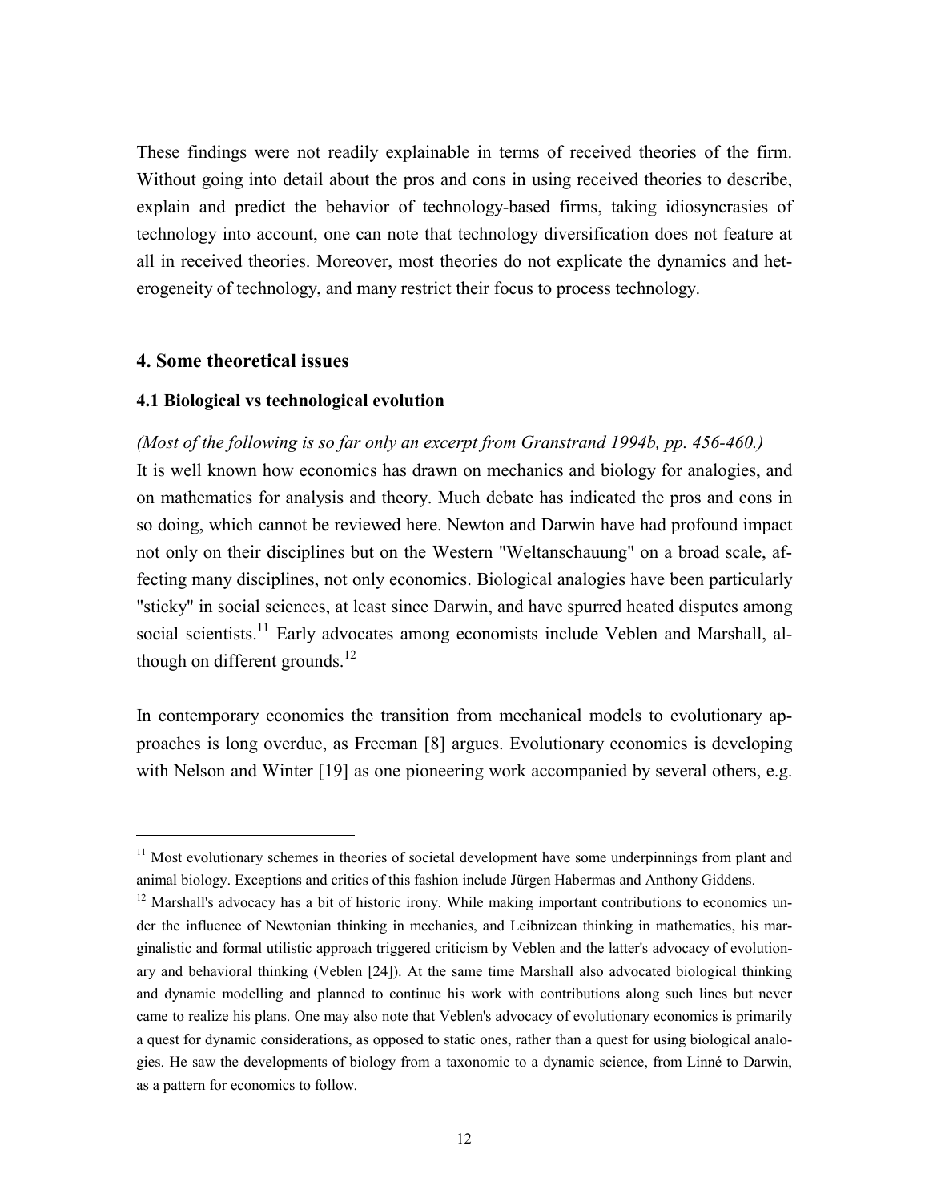These findings were not readily explainable in terms of received theories of the firm. Without going into detail about the pros and cons in using received theories to describe, explain and predict the behavior of technology-based firms, taking idiosyncrasies of technology into account, one can note that technology diversification does not feature at all in received theories. Moreover, most theories do not explicate the dynamics and heterogeneity of technology, and many restrict their focus to process technology.

## 4. Some theoretical issues

### 4.1 Biological vs technological evolution

*(Most of the following is so far only an excerpt from Granstrand 1994b, pp. 456-460.)*

It is well known how economics has drawn on mechanics and biology for analogies, and on mathematics for analysis and theory. Much debate has indicated the pros and cons in so doing, which cannot be reviewed here. Newton and Darwin have had profound impact not only on their disciplines but on the Western "Weltanschauung" on a broad scale, affecting many disciplines, not only economics. Biological analogies have been particularly "sticky" in social sciences, at least since Darwin, and have spurred heated disputes among social scientists.[11] Early advocates among economists include Veblen and Marshall, although on different grounds.[12]

In contemporary economics the transition from mechanical models to evolutionary approaches is long overdue, as Freeman [8] argues. Evolutionary economics is developing with Nelson and Winter [19] as one pioneering work accompanied by several others, e.g.

---

[11] Most evolutionary schemes in theories of societal development have some underpinnings from plant and animal biology. Exceptions and critics of this fashion include Jürgen Habermas and Anthony Giddens.

[12] Marshall's advocacy has a bit of historic irony. While making important contributions to economics under the influence of Newtonian thinking in mechanics, and Leibnizean thinking in mathematics, his marginalistic and formal utilistic approach triggered criticism by Veblen and the latter's advocacy of evolutionary and behavioral thinking (Veblen [24]). At the same time Marshall also advocated biological thinking and dynamic modelling and planned to continue his work with contributions along such lines but never came to realize his plans. One may also note that Veblen's advocacy of evolutionary economics is primarily a quest for dynamic considerations, as opposed to static ones, rather than a quest for using biological analogies. He saw the developments of biology from a taxonomic to a dynamic science, from Linné to Darwin, as a pattern for economics to follow.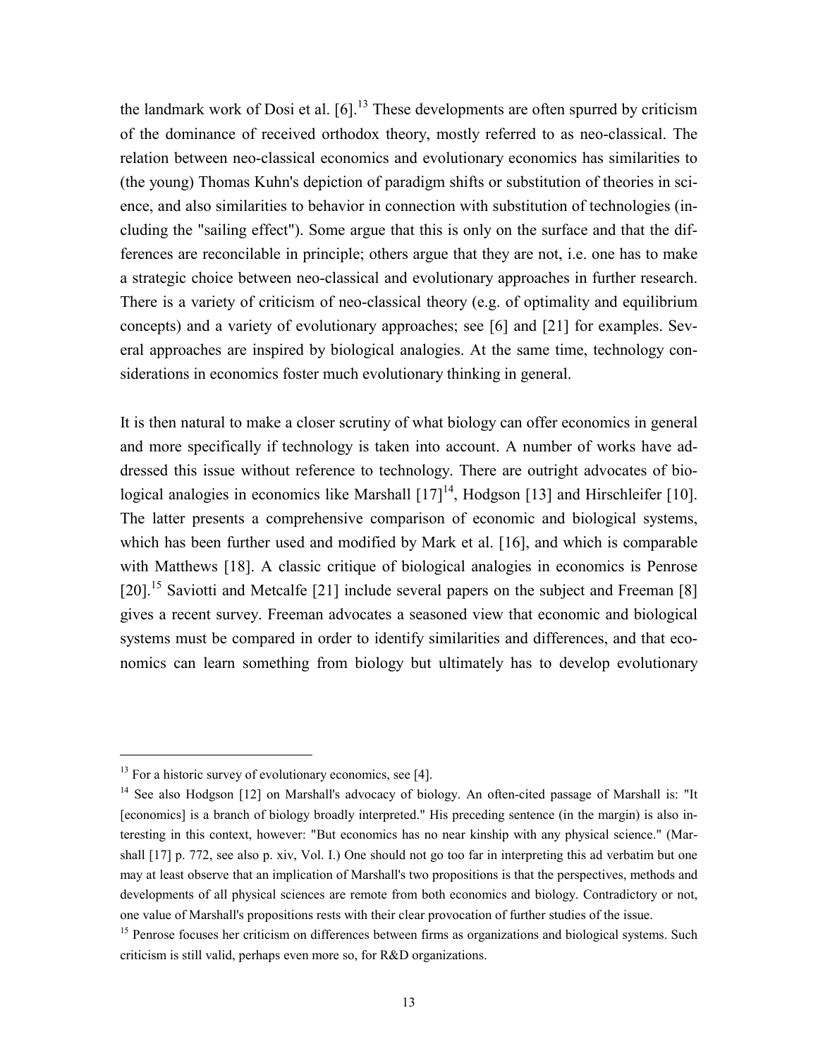the landmark work of Dosi et al. [6].[13] These developments are often spurred by criticism of the dominance of received orthodox theory, mostly referred to as neo-classical. The relation between neo-classical economics and evolutionary economics has similarities to (the young) Thomas Kuhn's depiction of paradigm shifts or substitution of theories in science, and also similarities to behavior in connection with substitution of technologies (including the "sailing effect"). Some argue that this is only on the surface and that the differences are reconcilable in principle; others argue that they are not, i.e. one has to make a strategic choice between neo-classical and evolutionary approaches in further research. There is a variety of criticism of neo-classical theory (e.g. of optimality and equilibrium concepts) and a variety of evolutionary approaches; see [6] and [21] for examples. Several approaches are inspired by biological analogies. At the same time, technology considerations in economics foster much evolutionary thinking in general.

It is then natural to make a closer scrutiny of what biology can offer economics in general and more specifically if technology is taken into account. A number of works have addressed this issue without reference to technology. There are outright advocates of biological analogies in economics like Marshall [17][14], Hodgson [13] and Hirschleifer [10]. The latter presents a comprehensive comparison of economic and biological systems, which has been further used and modified by Mark et al. [16], and which is comparable with Matthews [18]. A classic critique of biological analogies in economics is Penrose [20].[15] Saviotti and Metcalfe [21] include several papers on the subject and Freeman [8] gives a recent survey. Freeman advocates a seasoned view that economic and biological systems must be compared in order to identify similarities and differences, and that economics can learn something from biology but ultimately has to develop evolutionary

---

[13] For a historic survey of evolutionary economics, see [4].

[14] See also Hodgson [12] on Marshall's advocacy of biology. An often-cited passage of Marshall is: "It [economics] is a branch of biology broadly interpreted." His preceding sentence (in the margin) is also interesting in this context, however: "But economics has no near kinship with any physical science." (Marshall [17] p. 772, see also p. xiv, Vol. I.) One should not go too far in interpreting this ad verbatim but one may at least observe that an implication of Marshall's two propositions is that the perspectives, methods and developments of all physical sciences are remote from both economics and biology. Contradictory or not, one value of Marshall's propositions rests with their clear provocation of further studies of the issue.

[15] Penrose focuses her criticism on differences between firms as organizations and biological systems. Such criticism is still valid, perhaps even more so, for R&D organizations.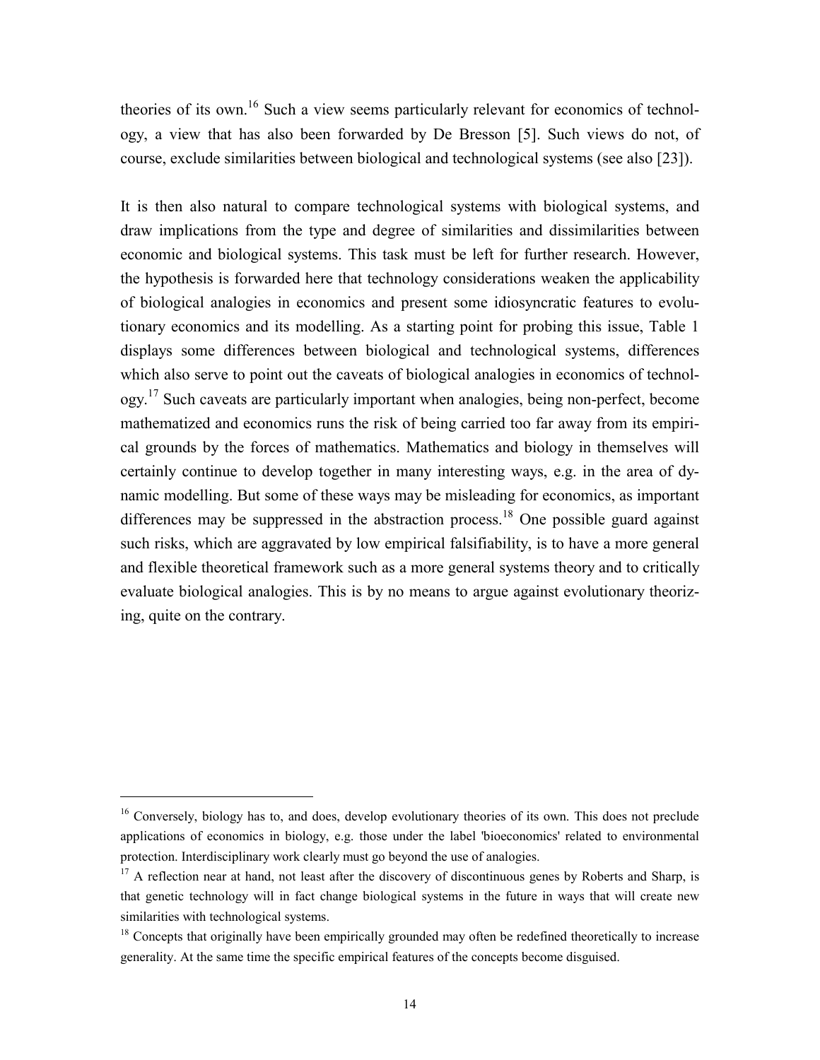theories of its own.[16] Such a view seems particularly relevant for economics of technology, a view that has also been forwarded by De Bresson [5]. Such views do not, of course, exclude similarities between biological and technological systems (see also [23]).

It is then also natural to compare technological systems with biological systems, and draw implications from the type and degree of similarities and dissimilarities between economic and biological systems. This task must be left for further research. However, the hypothesis is forwarded here that technology considerations weaken the applicability of biological analogies in economics and present some idiosyncratic features to evolutionary economics and its modelling. As a starting point for probing this issue, Table 1 displays some differences between biological and technological systems, differences which also serve to point out the caveats of biological analogies in economics of technology.[17] Such caveats are particularly important when analogies, being non-perfect, become mathematized and economics runs the risk of being carried too far away from its empirical grounds by the forces of mathematics. Mathematics and biology in themselves will certainly continue to develop together in many interesting ways, e.g. in the area of dynamic modelling. But some of these ways may be misleading for economics, as important differences may be suppressed in the abstraction process.[18] One possible guard against such risks, which are aggravated by low empirical falsifiability, is to have a more general and flexible theoretical framework such as a more general systems theory and to critically evaluate biological analogies. This is by no means to argue against evolutionary theorizing, quite on the contrary.

---

[16] Conversely, biology has to, and does, develop evolutionary theories of its own. This does not preclude applications of economics in biology, e.g. those under the label 'bioeconomics' related to environmental protection. Interdisciplinary work clearly must go beyond the use of analogies.

[17] A reflection near at hand, not least after the discovery of discontinuous genes by Roberts and Sharp, is that genetic technology will in fact change biological systems in the future in ways that will create new similarities with technological systems.

[18] Concepts that originally have been empirically grounded may often be redefined theoretically to increase generality. At the same time the specific empirical features of the concepts become disguised.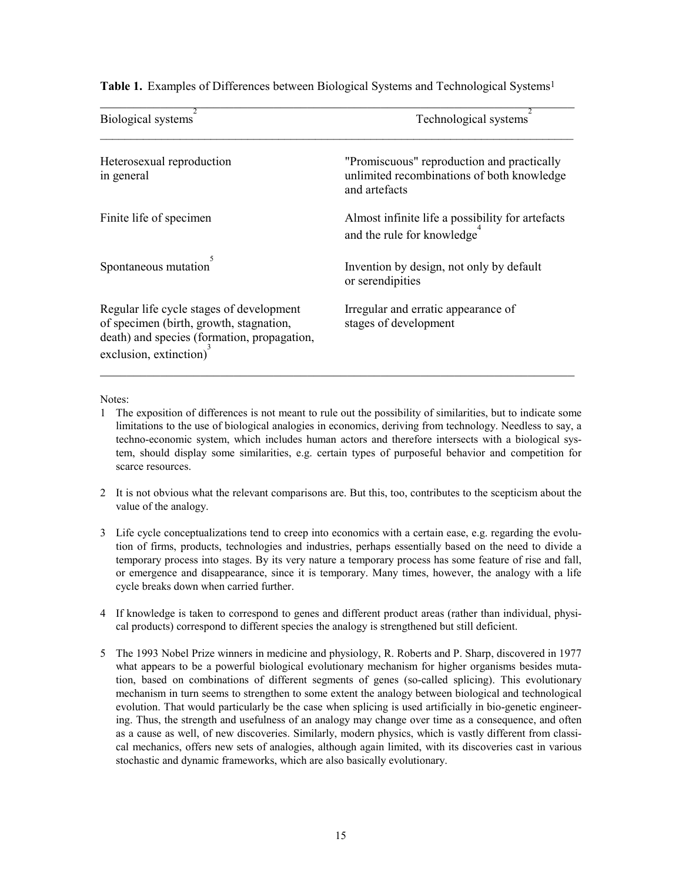**Table 1.** Examples of Differences between Biological Systems and Technological Systems[1]

| Biological systems[2] | Technological systems[2] |
|---|---|
| Heterosexual reproduction in general | "Promiscuous" reproduction and practically unlimited recombinations of both knowledge and artefacts |
| Finite life of specimen | Almost infinite life a possibility for artefacts and the rule for knowledge[4] |
| Spontaneous mutation[5] | Invention by design, not only by default or serendipities |
| Regular life cycle stages of development of specimen (birth, growth, stagnation, death) and species (formation, propagation, exclusion, extinction)[3] | Irregular and erratic appearance of stages of development |

Notes:

1. The exposition of differences is not meant to rule out the possibility of similarities, but to indicate some limitations to the use of biological analogies in economics, deriving from technology. Needless to say, a techno-economic system, which includes human actors and therefore intersects with a biological system, should display some similarities, e.g. certain types of purposeful behavior and competition for scarce resources.
2. It is not obvious what the relevant comparisons are. But this, too, contributes to the scepticism about the value of the analogy.
3. Life cycle conceptualizations tend to creep into economics with a certain ease, e.g. regarding the evolution of firms, products, technologies and industries, perhaps essentially based on the need to divide a temporary process into stages. By its very nature a temporary process has some feature of rise and fall, or emergence and disappearance, since it is temporary. Many times, however, the analogy with a life cycle breaks down when carried further.
4. If knowledge is taken to correspond to genes and different product areas (rather than individual, physical products) correspond to different species the analogy is strengthened but still deficient.
5. The 1993 Nobel Prize winners in medicine and physiology, R. Roberts and P. Sharp, discovered in 1977 what appears to be a powerful biological evolutionary mechanism for higher organisms besides mutation, based on combinations of different segments of genes (so-called splicing). This evolutionary mechanism in turn seems to strengthen to some extent the analogy between biological and technological evolution. That would particularly be the case when splicing is used artificially in bio-genetic engineering. Thus, the strength and usefulness of an analogy may change over time as a consequence, and often as a cause as well, of new discoveries. Similarly, modern physics, which is vastly different from classical mechanics, offers new sets of analogies, although again limited, with its discoveries cast in various stochastic and dynamic frameworks, which are also basically evolutionary.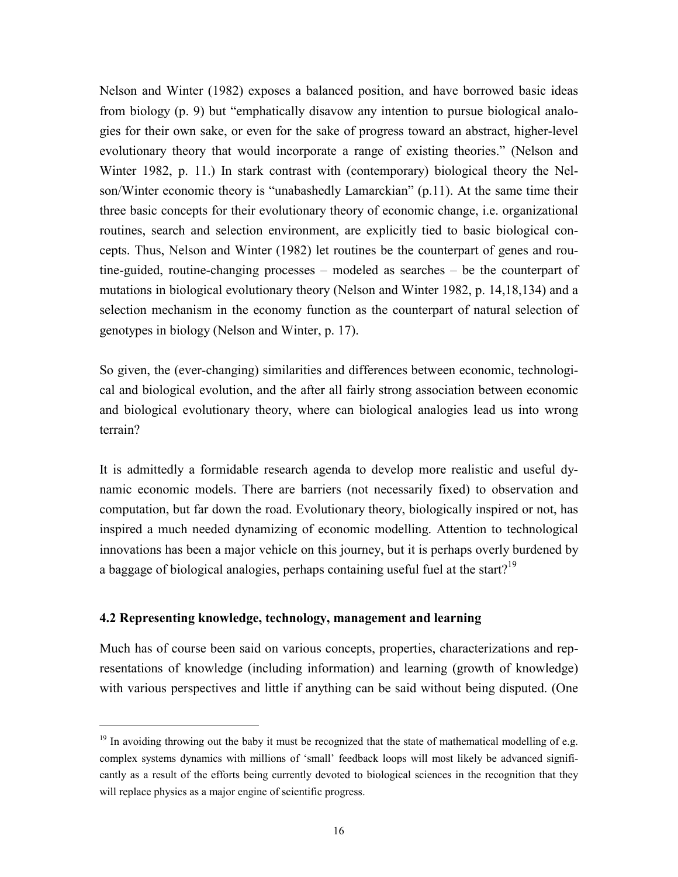Nelson and Winter (1982) exposes a balanced position, and have borrowed basic ideas from biology (p. 9) but "emphatically disavow any intention to pursue biological analogies for their own sake, or even for the sake of progress toward an abstract, higher-level evolutionary theory that would incorporate a range of existing theories." (Nelson and Winter 1982, p. 11.) In stark contrast with (contemporary) biological theory the Nelson/Winter economic theory is "unabashedly Lamarckian" (p.11). At the same time their three basic concepts for their evolutionary theory of economic change, i.e. organizational routines, search and selection environment, are explicitly tied to basic biological concepts. Thus, Nelson and Winter (1982) let routines be the counterpart of genes and routine-guided, routine-changing processes – modeled as searches – be the counterpart of mutations in biological evolutionary theory (Nelson and Winter 1982, p. 14,18,134) and a selection mechanism in the economy function as the counterpart of natural selection of genotypes in biology (Nelson and Winter, p. 17).

So given, the (ever-changing) similarities and differences between economic, technological and biological evolution, and the after all fairly strong association between economic and biological evolutionary theory, where can biological analogies lead us into wrong terrain?

It is admittedly a formidable research agenda to develop more realistic and useful dynamic economic models. There are barriers (not necessarily fixed) to observation and computation, but far down the road. Evolutionary theory, biologically inspired or not, has inspired a much needed dynamizing of economic modelling. Attention to technological innovations has been a major vehicle on this journey, but it is perhaps overly burdened by a baggage of biological analogies, perhaps containing useful fuel at the start?[19]

### 4.2 Representing knowledge, technology, management and learning

Much has of course been said on various concepts, properties, characterizations and representations of knowledge (including information) and learning (growth of knowledge) with various perspectives and little if anything can be said without being disputed. (One

[19] In avoiding throwing out the baby it must be recognized that the state of mathematical modelling of e.g. complex systems dynamics with millions of 'small' feedback loops will most likely be advanced significantly as a result of the efforts being currently devoted to biological sciences in the recognition that they will replace physics as a major engine of scientific progress.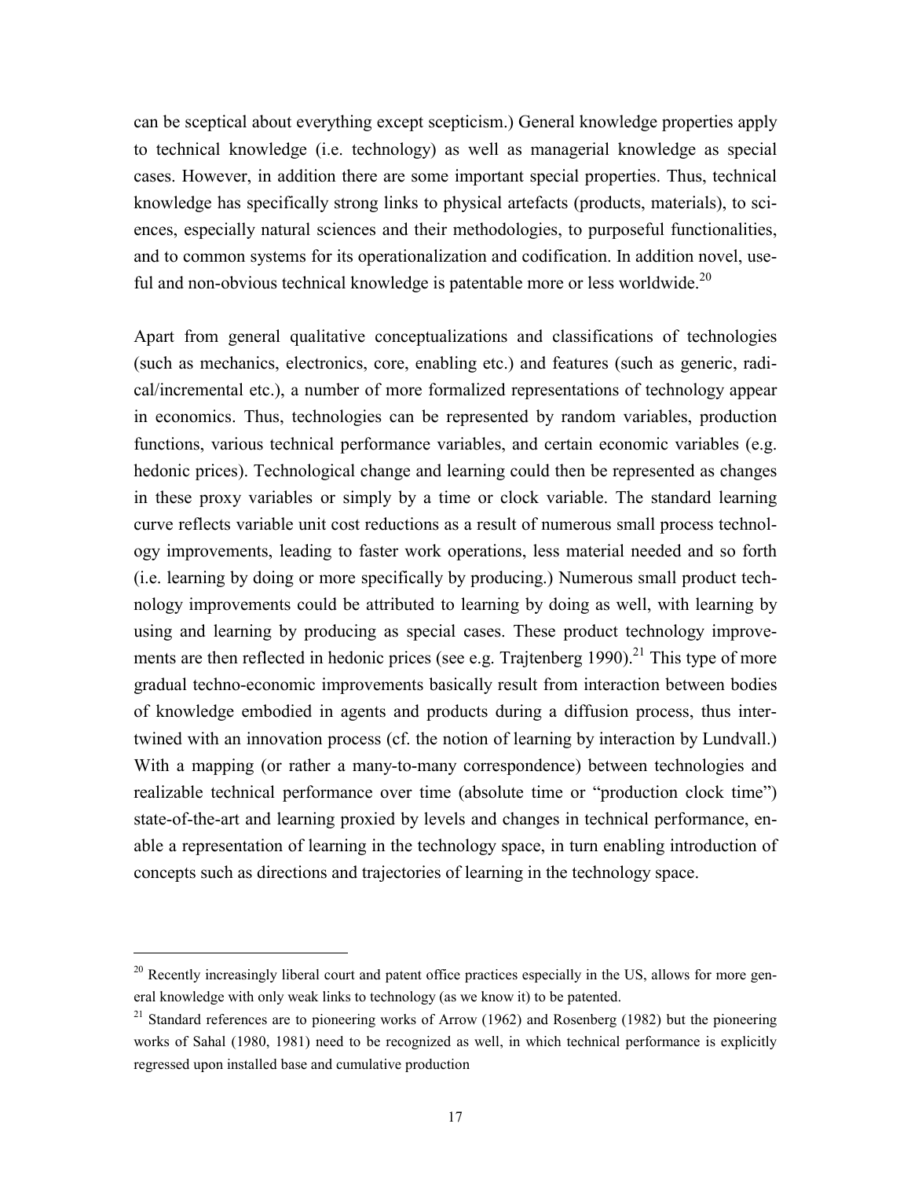can be sceptical about everything except scepticism.) General knowledge properties apply to technical knowledge (i.e. technology) as well as managerial knowledge as special cases. However, in addition there are some important special properties. Thus, technical knowledge has specifically strong links to physical artefacts (products, materials), to sciences, especially natural sciences and their methodologies, to purposeful functionalities, and to common systems for its operationalization and codification. In addition novel, useful and non-obvious technical knowledge is patentable more or less worldwide.[20]

Apart from general qualitative conceptualizations and classifications of technologies (such as mechanics, electronics, core, enabling etc.) and features (such as generic, radical/incremental etc.), a number of more formalized representations of technology appear in economics. Thus, technologies can be represented by random variables, production functions, various technical performance variables, and certain economic variables (e.g. hedonic prices). Technological change and learning could then be represented as changes in these proxy variables or simply by a time or clock variable. The standard learning curve reflects variable unit cost reductions as a result of numerous small process technology improvements, leading to faster work operations, less material needed and so forth (i.e. learning by doing or more specifically by producing.) Numerous small product technology improvements could be attributed to learning by doing as well, with learning by using and learning by producing as special cases. These product technology improvements are then reflected in hedonic prices (see e.g. Trajtenberg 1990).[21] This type of more gradual techno-economic improvements basically result from interaction between bodies of knowledge embodied in agents and products during a diffusion process, thus intertwined with an innovation process (cf. the notion of learning by interaction by Lundvall.) With a mapping (or rather a many-to-many correspondence) between technologies and realizable technical performance over time (absolute time or "production clock time") state-of-the-art and learning proxied by levels and changes in technical performance, enable a representation of learning in the technology space, in turn enabling introduction of concepts such as directions and trajectories of learning in the technology space.

---

[20] Recently increasingly liberal court and patent office practices especially in the US, allows for more general knowledge with only weak links to technology (as we know it) to be patented.

[21] Standard references are to pioneering works of Arrow (1962) and Rosenberg (1982) but the pioneering works of Sahal (1980, 1981) need to be recognized as well, in which technical performance is explicitly regressed upon installed base and cumulative production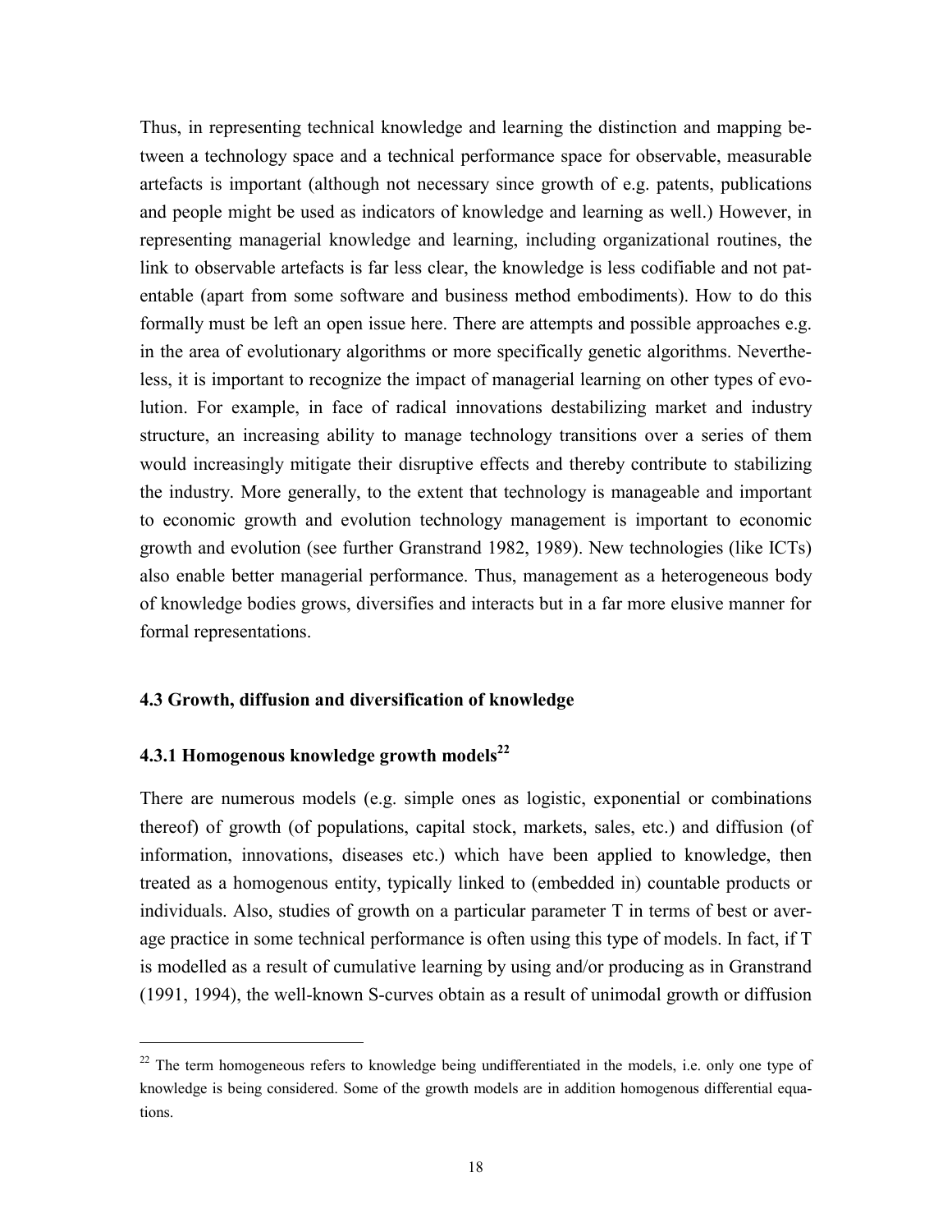Thus, in representing technical knowledge and learning the distinction and mapping between a technology space and a technical performance space for observable, measurable artefacts is important (although not necessary since growth of e.g. patents, publications and people might be used as indicators of knowledge and learning as well.) However, in representing managerial knowledge and learning, including organizational routines, the link to observable artefacts is far less clear, the knowledge is less codifiable and not patentable (apart from some software and business method embodiments). How to do this formally must be left an open issue here. There are attempts and possible approaches e.g. in the area of evolutionary algorithms or more specifically genetic algorithms. Nevertheless, it is important to recognize the impact of managerial learning on other types of evolution. For example, in face of radical innovations destabilizing market and industry structure, an increasing ability to manage technology transitions over a series of them would increasingly mitigate their disruptive effects and thereby contribute to stabilizing the industry. More generally, to the extent that technology is manageable and important to economic growth and evolution technology management is important to economic growth and evolution (see further Granstrand 1982, 1989). New technologies (like ICTs) also enable better managerial performance. Thus, management as a heterogeneous body of knowledge bodies grows, diversifies and interacts but in a far more elusive manner for formal representations.

### 4.3 Growth, diffusion and diversification of knowledge

#### 4.3.1 Homogenous knowledge growth models[22]

There are numerous models (e.g. simple ones as logistic, exponential or combinations thereof) of growth (of populations, capital stock, markets, sales, etc.) and diffusion (of information, innovations, diseases etc.) which have been applied to knowledge, then treated as a homogenous entity, typically linked to (embedded in) countable products or individuals. Also, studies of growth on a particular parameter T in terms of best or average practice in some technical performance is often using this type of models. In fact, if T is modelled as a result of cumulative learning by using and/or producing as in Granstrand (1991, 1994), the well-known S-curves obtain as a result of unimodal growth or diffusion

---

[22] The term homogeneous refers to knowledge being undifferentiated in the models, i.e. only one type of knowledge is being considered. Some of the growth models are in addition homogenous differential equations.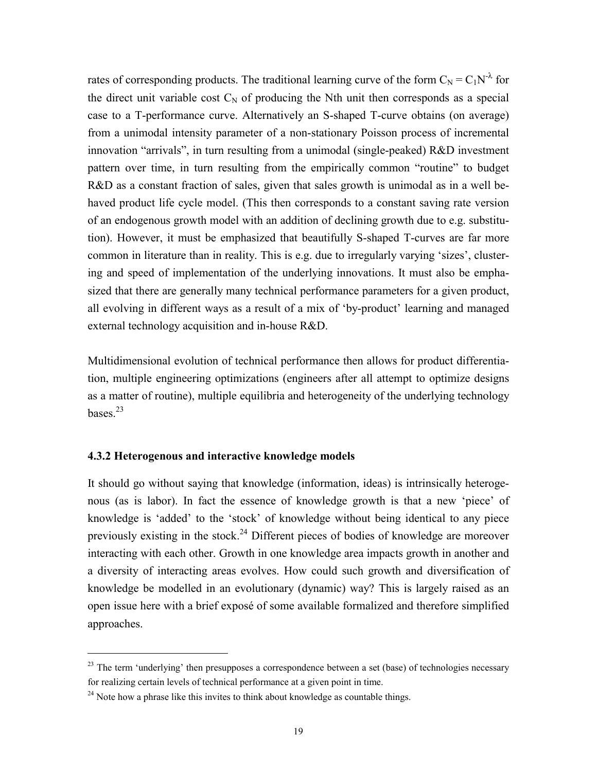rates of corresponding products. The traditional learning curve of the form $C_N = C_1N^{-\lambda}$ for the direct unit variable cost $C_N$ of producing the Nth unit then corresponds as a special case to a T-performance curve. Alternatively an S-shaped T-curve obtains (on average) from a unimodal intensity parameter of a non-stationary Poisson process of incremental innovation "arrivals", in turn resulting from a unimodal (single-peaked) R&D investment pattern over time, in turn resulting from the empirically common "routine" to budget R&D as a constant fraction of sales, given that sales growth is unimodal as in a well behaved product life cycle model. (This then corresponds to a constant saving rate version of an endogenous growth model with an addition of declining growth due to e.g. substitution). However, it must be emphasized that beautifully S-shaped T-curves are far more common in literature than in reality. This is e.g. due to irregularly varying 'sizes', clustering and speed of implementation of the underlying innovations. It must also be emphasized that there are generally many technical performance parameters for a given product, all evolving in different ways as a result of a mix of 'by-product' learning and managed external technology acquisition and in-house R&D.

Multidimensional evolution of technical performance then allows for product differentiation, multiple engineering optimizations (engineers after all attempt to optimize designs as a matter of routine), multiple equilibria and heterogeneity of the underlying technology bases.[23]

### 4.3.2 Heterogenous and interactive knowledge models

It should go without saying that knowledge (information, ideas) is intrinsically heterogenous (as is labor). In fact the essence of knowledge growth is that a new 'piece' of knowledge is 'added' to the 'stock' of knowledge without being identical to any piece previously existing in the stock.[24] Different pieces of bodies of knowledge are moreover interacting with each other. Growth in one knowledge area impacts growth in another and a diversity of interacting areas evolves. How could such growth and diversification of knowledge be modelled in an evolutionary (dynamic) way? This is largely raised as an open issue here with a brief exposé of some available formalized and therefore simplified approaches.

---

[23] The term 'underlying' then presupposes a correspondence between a set (base) of technologies necessary for realizing certain levels of technical performance at a given point in time.

[24] Note how a phrase like this invites to think about knowledge as countable things.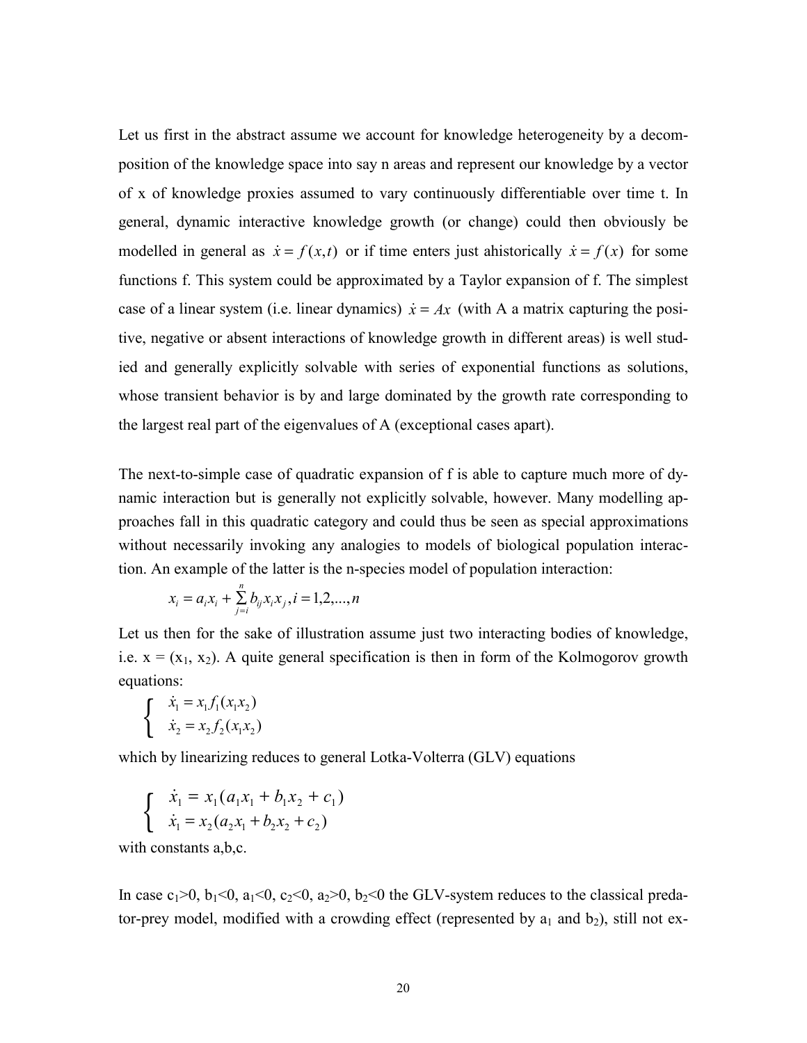Let us first in the abstract assume we account for knowledge heterogeneity by a decomposition of the knowledge space into say n areas and represent our knowledge by a vector of x of knowledge proxies assumed to vary continuously differentiable over time t. In general, dynamic interactive knowledge growth (or change) could then obviously be modelled in general as $\dot{x} = f(x,t)$ or if time enters just ahistorically $\dot{x} = f(x)$ for some functions f. This system could be approximated by a Taylor expansion of f. The simplest case of a linear system (i.e. linear dynamics) $\dot{x} = Ax$ (with A a matrix capturing the positive, negative or absent interactions of knowledge growth in different areas) is well studied and generally explicitly solvable with series of exponential functions as solutions, whose transient behavior is by and large dominated by the growth rate corresponding to the largest real part of the eigenvalues of A (exceptional cases apart).

The next-to-simple case of quadratic expansion of f is able to capture much more of dynamic interaction but is generally not explicitly solvable, however. Many modelling approaches fall in this quadratic category and could thus be seen as special approximations without necessarily invoking any analogies to models of biological population interaction. An example of the latter is the n-species model of population interaction:

$$x_i = a_i x_i + \sum_{j=i}^{n} b_{ij} x_i x_j , i = 1,2,...,n$$

Let us then for the sake of illustration assume just two interacting bodies of knowledge, i.e. $x = (x_1, x_2)$. A quite general specification is then in form of the Kolmogorov growth equations:

$$\begin{cases} \dot{x}_1 = x_1 f_1(x_1 x_2) \\ \dot{x}_2 = x_2 f_2(x_1 x_2) \end{cases}$$

which by linearizing reduces to general Lotka-Volterra (GLV) equations

$$\begin{cases} \dot{x}_1 = x_1 (a_1 x_1 + b_1 x_2 + c_1) \\ \dot{x}_1 = x_2 (a_2 x_1 + b_2 x_2 + c_2) \end{cases}$$

with constants a,b,c.

In case $c_1>0$, $b_1<0$, $a_1<0$, $c_2<0$, $a_2>0$, $b_2<0$ the GLV-system reduces to the classical predator-prey model, modified with a crowding effect (represented by $a_1$ and $b_2$), still not ex-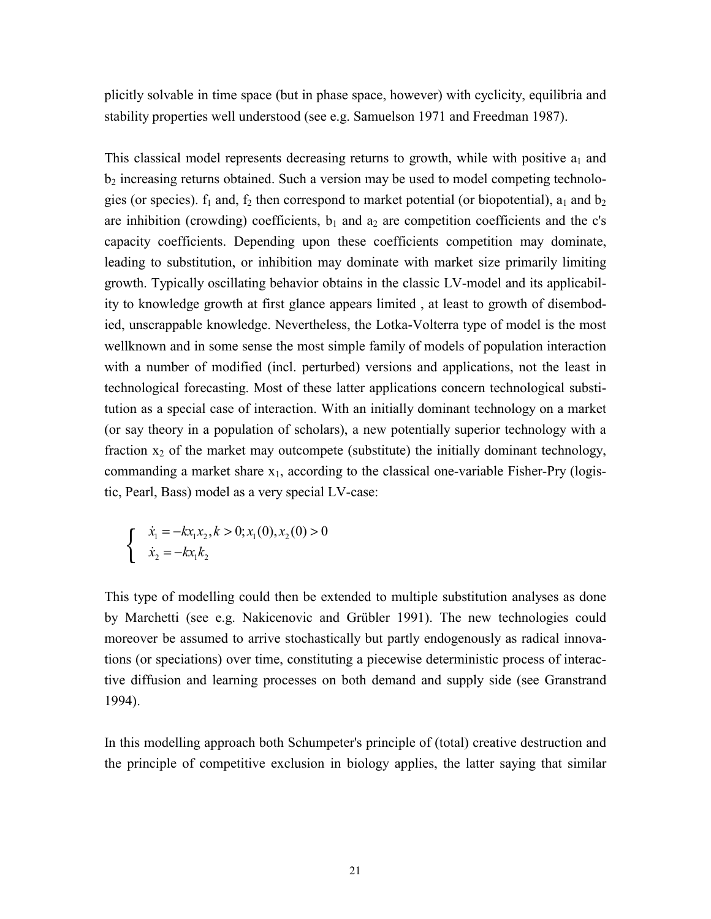plicitly solvable in time space (but in phase space, however) with cyclicity, equilibria and stability properties well understood (see e.g. Samuelson 1971 and Freedman 1987).

This classical model represents decreasing returns to growth, while with positive $a_1$ and $b_2$ increasing returns obtained. Such a version may be used to model competing technologies (or species). $f_1$ and, $f_2$ then correspond to market potential (or biopotential), $a_1$ and $b_2$ are inhibition (crowding) coefficients, $b_1$ and $a_2$ are competition coefficients and the c's capacity coefficients. Depending upon these coefficients competition may dominate, leading to substitution, or inhibition may dominate with market size primarily limiting growth. Typically oscillating behavior obtains in the classic LV-model and its applicability to knowledge growth at first glance appears limited , at least to growth of disembodied, unscrappable knowledge. Nevertheless, the Lotka-Volterra type of model is the most wellknown and in some sense the most simple family of models of population interaction with a number of modified (incl. perturbed) versions and applications, not the least in technological forecasting. Most of these latter applications concern technological substitution as a special case of interaction. With an initially dominant technology on a market (or say theory in a population of scholars), a new potentially superior technology with a fraction $x_2$ of the market may outcompete (substitute) the initially dominant technology, commanding a market share $x_1$, according to the classical one-variable Fisher-Pry (logistic, Pearl, Bass) model as a very special LV-case:

$$\begin{cases} \dot{x}_1 = -kx_1x_2, k > 0; x_1(0), x_2(0) > 0 \\ \dot{x}_2 = -kx_1k_2 \end{cases}$$

This type of modelling could then be extended to multiple substitution analyses as done by Marchetti (see e.g. Nakicenovic and Grübler 1991). The new technologies could moreover be assumed to arrive stochastically but partly endogenously as radical innovations (or speciations) over time, constituting a piecewise deterministic process of interactive diffusion and learning processes on both demand and supply side (see Granstrand 1994).

In this modelling approach both Schumpeter's principle of (total) creative destruction and the principle of competitive exclusion in biology applies, the latter saying that similar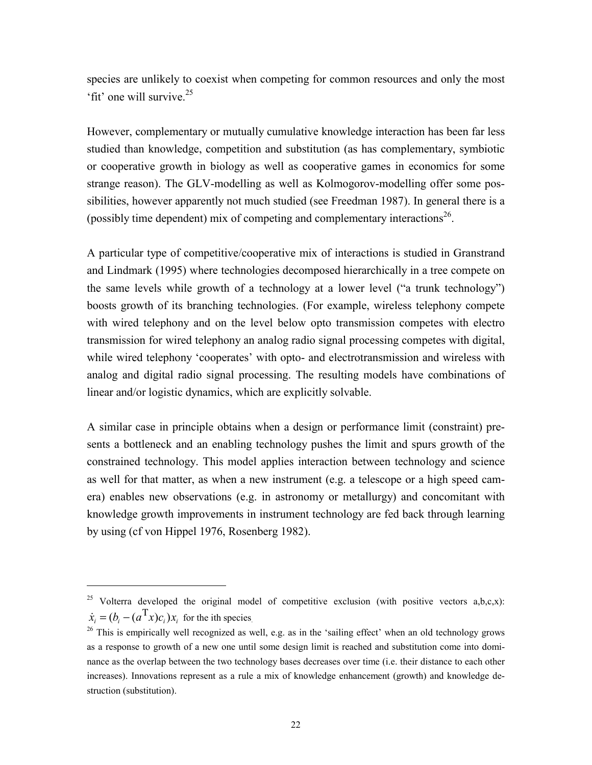species are unlikely to coexist when competing for common resources and only the most 'fit' one will survive.[25]

However, complementary or mutually cumulative knowledge interaction has been far less studied than knowledge, competition and substitution (as has complementary, symbiotic or cooperative growth in biology as well as cooperative games in economics for some strange reason). The GLV-modelling as well as Kolmogorov-modelling offer some possibilities, however apparently not much studied (see Freedman 1987). In general there is a (possibly time dependent) mix of competing and complementary interactions[26].

A particular type of competitive/cooperative mix of interactions is studied in Granstrand and Lindmark (1995) where technologies decomposed hierarchically in a tree compete on the same levels while growth of a technology at a lower level ("a trunk technology") boosts growth of its branching technologies. (For example, wireless telephony compete with wired telephony and on the level below opto transmission competes with electro transmission for wired telephony an analog radio signal processing competes with digital, while wired telephony 'cooperates' with opto- and electrotransmission and wireless with analog and digital radio signal processing. The resulting models have combinations of linear and/or logistic dynamics, which are explicitly solvable.

A similar case in principle obtains when a design or performance limit (constraint) presents a bottleneck and an enabling technology pushes the limit and spurs growth of the constrained technology. This model applies interaction between technology and science as well for that matter, as when a new instrument (e.g. a telescope or a high speed camera) enables new observations (e.g. in astronomy or metallurgy) and concomitant with knowledge growth improvements in instrument technology are fed back through learning by using (cf von Hippel 1976, Rosenberg 1982).

---

[25] Volterra developed the original model of competitive exclusion (with positive vectors a,b,c,x): $\dot{x}_i = (b_i - (a^{\mathrm{T}}x)c_i)x_i$ for the ith species.

[26] This is empirically well recognized as well, e.g. as in the 'sailing effect' when an old technology grows as a response to growth of a new one until some design limit is reached and substitution come into dominance as the overlap between the two technology bases decreases over time (i.e. their distance to each other increases). Innovations represent as a rule a mix of knowledge enhancement (growth) and knowledge destruction (substitution).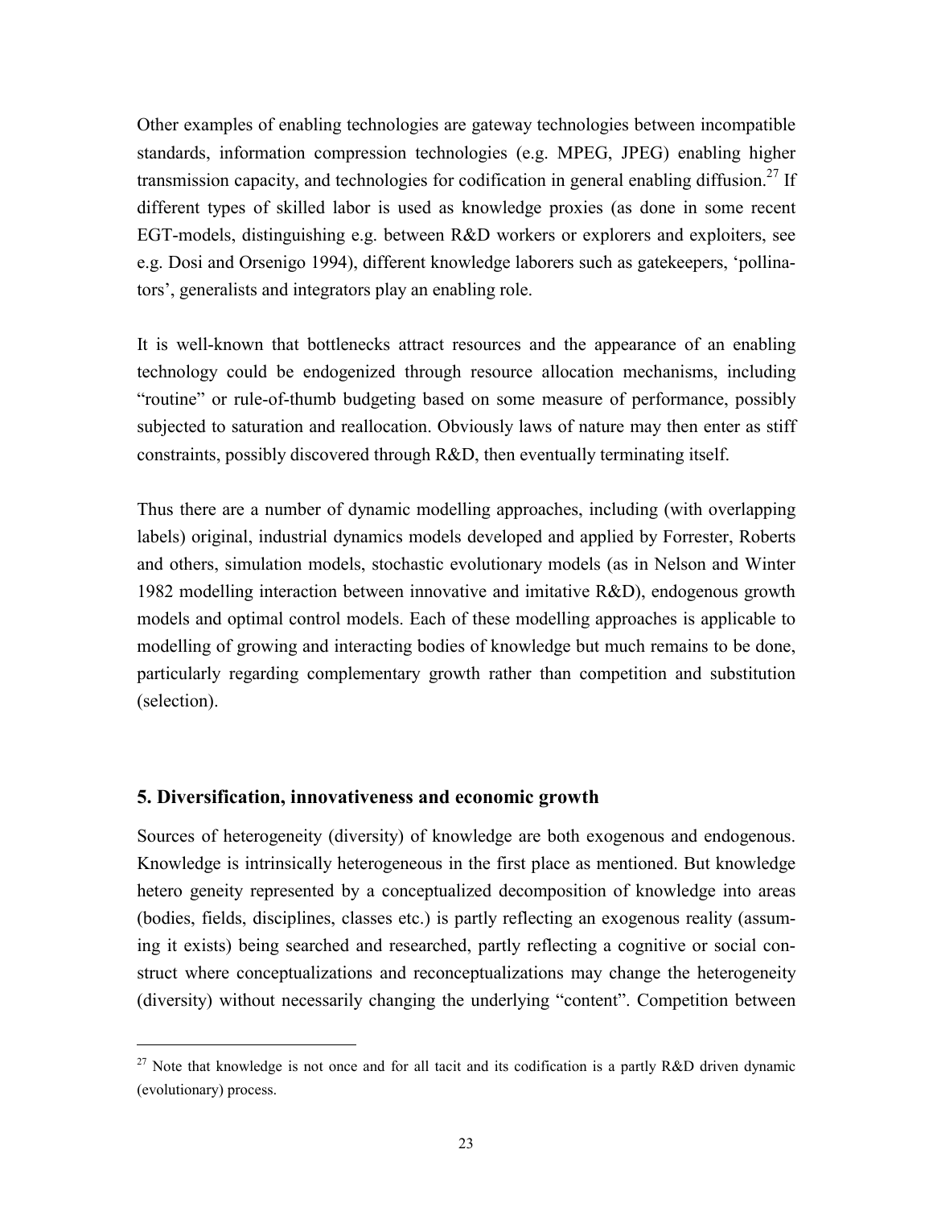Other examples of enabling technologies are gateway technologies between incompatible standards, information compression technologies (e.g. MPEG, JPEG) enabling higher transmission capacity, and technologies for codification in general enabling diffusion.[27] If different types of skilled labor is used as knowledge proxies (as done in some recent EGT-models, distinguishing e.g. between R&D workers or explorers and exploiters, see e.g. Dosi and Orsenigo 1994), different knowledge laborers such as gatekeepers, 'pollinators', generalists and integrators play an enabling role.

It is well-known that bottlenecks attract resources and the appearance of an enabling technology could be endogenized through resource allocation mechanisms, including "routine" or rule-of-thumb budgeting based on some measure of performance, possibly subjected to saturation and reallocation. Obviously laws of nature may then enter as stiff constraints, possibly discovered through R&D, then eventually terminating itself.

Thus there are a number of dynamic modelling approaches, including (with overlapping labels) original, industrial dynamics models developed and applied by Forrester, Roberts and others, simulation models, stochastic evolutionary models (as in Nelson and Winter 1982 modelling interaction between innovative and imitative R&D), endogenous growth models and optimal control models. Each of these modelling approaches is applicable to modelling of growing and interacting bodies of knowledge but much remains to be done, particularly regarding complementary growth rather than competition and substitution (selection).

## 5. Diversification, innovativeness and economic growth

Sources of heterogeneity (diversity) of knowledge are both exogenous and endogenous. Knowledge is intrinsically heterogeneous in the first place as mentioned. But knowledge hetero geneity represented by a conceptualized decomposition of knowledge into areas (bodies, fields, disciplines, classes etc.) is partly reflecting an exogenous reality (assuming it exists) being searched and researched, partly reflecting a cognitive or social construct where conceptualizations and reconceptualizations may change the heterogeneity (diversity) without necessarily changing the underlying "content". Competition between

[27] Note that knowledge is not once and for all tacit and its codification is a partly R&D driven dynamic (evolutionary) process.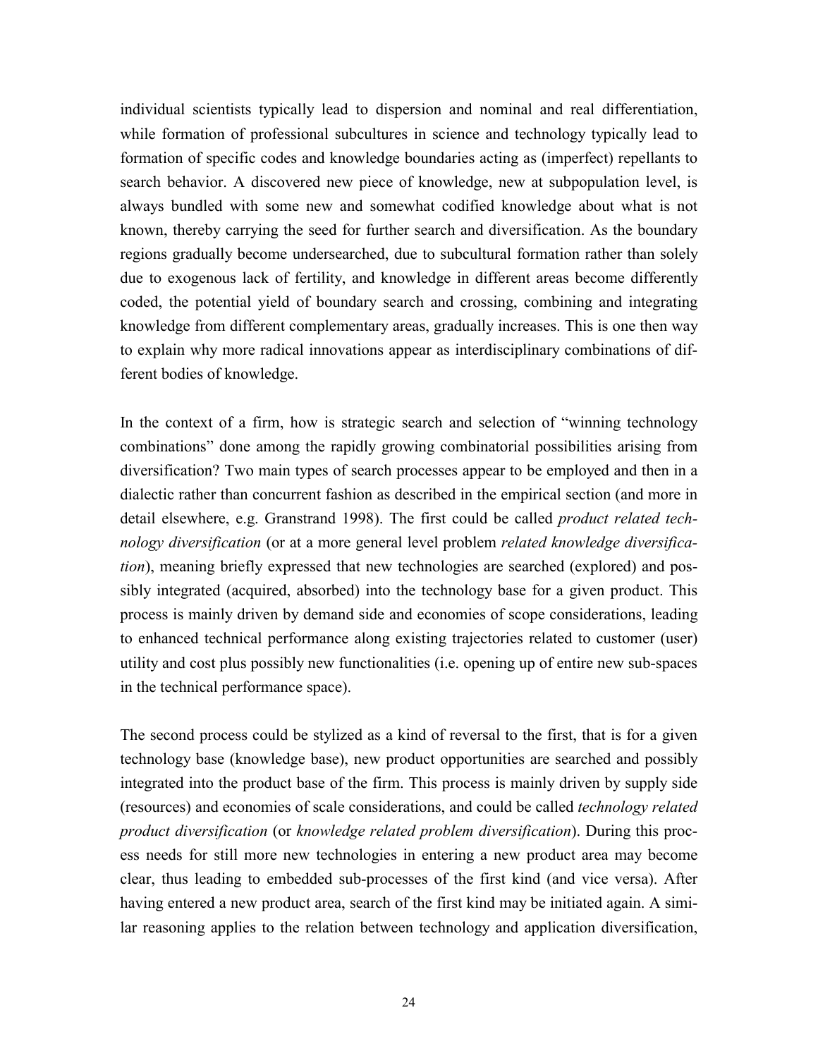individual scientists typically lead to dispersion and nominal and real differentiation, while formation of professional subcultures in science and technology typically lead to formation of specific codes and knowledge boundaries acting as (imperfect) repellants to search behavior. A discovered new piece of knowledge, new at subpopulation level, is always bundled with some new and somewhat codified knowledge about what is not known, thereby carrying the seed for further search and diversification. As the boundary regions gradually become undersearched, due to subcultural formation rather than solely due to exogenous lack of fertility, and knowledge in different areas become differently coded, the potential yield of boundary search and crossing, combining and integrating knowledge from different complementary areas, gradually increases. This is one then way to explain why more radical innovations appear as interdisciplinary combinations of different bodies of knowledge.

In the context of a firm, how is strategic search and selection of "winning technology combinations" done among the rapidly growing combinatorial possibilities arising from diversification? Two main types of search processes appear to be employed and then in a dialectic rather than concurrent fashion as described in the empirical section (and more in detail elsewhere, e.g. Granstrand 1998). The first could be called *product related technology diversification* (or at a more general level problem *related knowledge diversification*), meaning briefly expressed that new technologies are searched (explored) and possibly integrated (acquired, absorbed) into the technology base for a given product. This process is mainly driven by demand side and economies of scope considerations, leading to enhanced technical performance along existing trajectories related to customer (user) utility and cost plus possibly new functionalities (i.e. opening up of entire new sub-spaces in the technical performance space).

The second process could be stylized as a kind of reversal to the first, that is for a given technology base (knowledge base), new product opportunities are searched and possibly integrated into the product base of the firm. This process is mainly driven by supply side (resources) and economies of scale considerations, and could be called *technology related product diversification* (or *knowledge related problem diversification*). During this process needs for still more new technologies in entering a new product area may become clear, thus leading to embedded sub-processes of the first kind (and vice versa). After having entered a new product area, search of the first kind may be initiated again. A similar reasoning applies to the relation between technology and application diversification,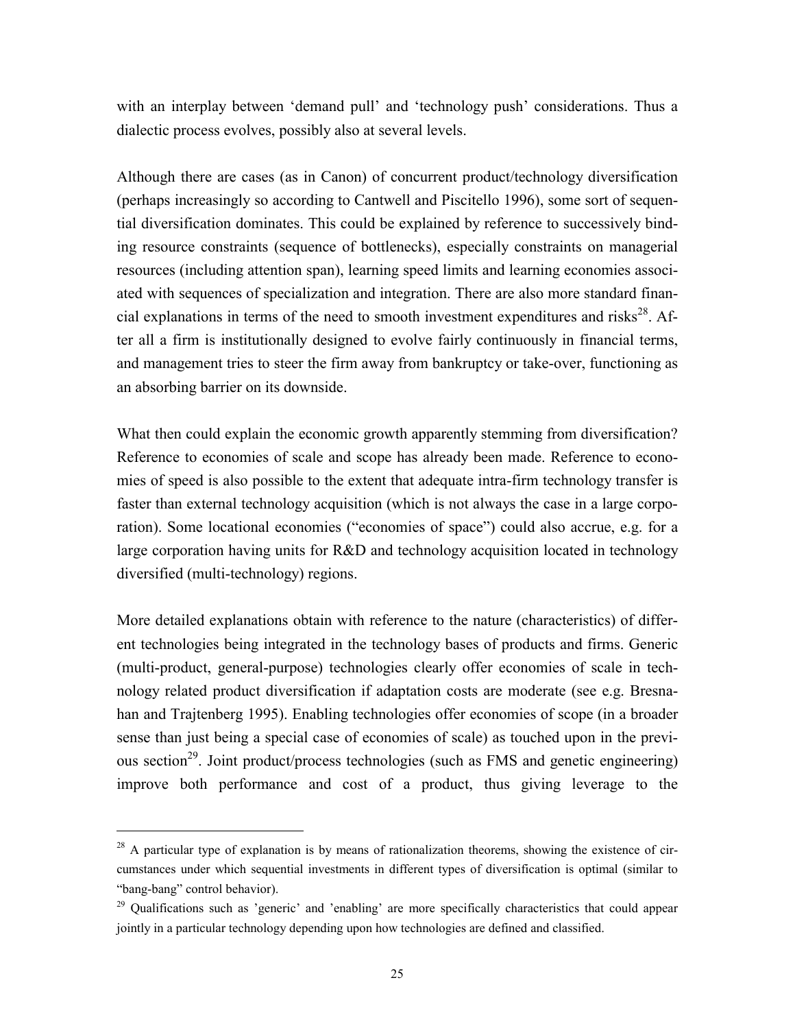with an interplay between 'demand pull' and 'technology push' considerations. Thus a dialectic process evolves, possibly also at several levels.

Although there are cases (as in Canon) of concurrent product/technology diversification (perhaps increasingly so according to Cantwell and Piscitello 1996), some sort of sequential diversification dominates. This could be explained by reference to successively binding resource constraints (sequence of bottlenecks), especially constraints on managerial resources (including attention span), learning speed limits and learning economies associated with sequences of specialization and integration. There are also more standard financial explanations in terms of the need to smooth investment expenditures and risks[28]. After all a firm is institutionally designed to evolve fairly continuously in financial terms, and management tries to steer the firm away from bankruptcy or take-over, functioning as an absorbing barrier on its downside.

What then could explain the economic growth apparently stemming from diversification? Reference to economies of scale and scope has already been made. Reference to economies of speed is also possible to the extent that adequate intra-firm technology transfer is faster than external technology acquisition (which is not always the case in a large corporation). Some locational economies ("economies of space") could also accrue, e.g. for a large corporation having units for R&D and technology acquisition located in technology diversified (multi-technology) regions.

More detailed explanations obtain with reference to the nature (characteristics) of different technologies being integrated in the technology bases of products and firms. Generic (multi-product, general-purpose) technologies clearly offer economies of scale in technology related product diversification if adaptation costs are moderate (see e.g. Bresnahan and Trajtenberg 1995). Enabling technologies offer economies of scope (in a broader sense than just being a special case of economies of scale) as touched upon in the previous section[29]. Joint product/process technologies (such as FMS and genetic engineering) improve both performance and cost of a product, thus giving leverage to the

---

[28] A particular type of explanation is by means of rationalization theorems, showing the existence of circumstances under which sequential investments in different types of diversification is optimal (similar to "bang-bang" control behavior).

[29] Qualifications such as 'generic' and 'enabling' are more specifically characteristics that could appear jointly in a particular technology depending upon how technologies are defined and classified.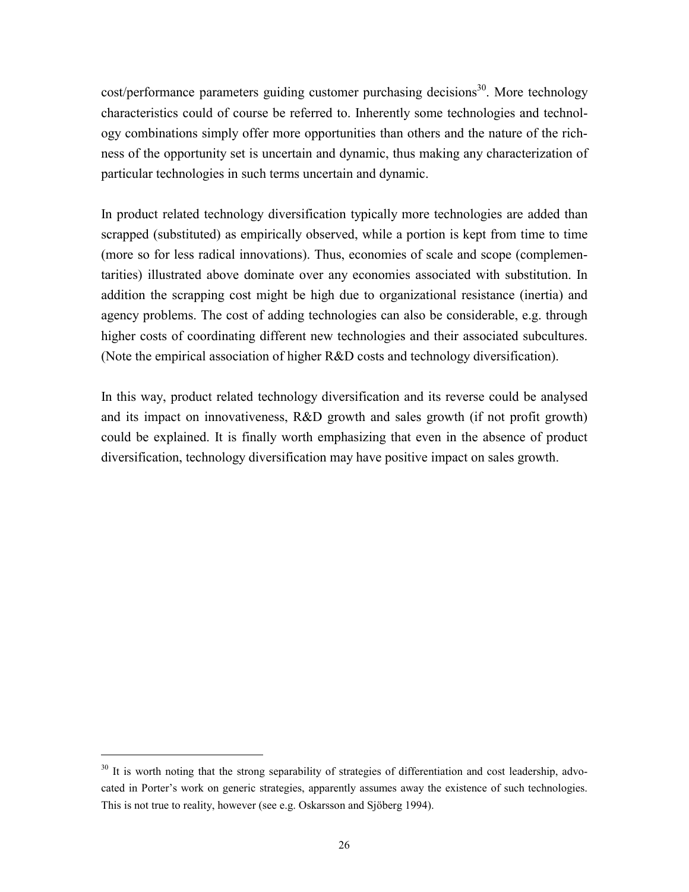cost/performance parameters guiding customer purchasing decisions[30]. More technology characteristics could of course be referred to. Inherently some technologies and technology combinations simply offer more opportunities than others and the nature of the richness of the opportunity set is uncertain and dynamic, thus making any characterization of particular technologies in such terms uncertain and dynamic.

In product related technology diversification typically more technologies are added than scrapped (substituted) as empirically observed, while a portion is kept from time to time (more so for less radical innovations). Thus, economies of scale and scope (complementarities) illustrated above dominate over any economies associated with substitution. In addition the scrapping cost might be high due to organizational resistance (inertia) and agency problems. The cost of adding technologies can also be considerable, e.g. through higher costs of coordinating different new technologies and their associated subcultures. (Note the empirical association of higher R&D costs and technology diversification).

In this way, product related technology diversification and its reverse could be analysed and its impact on innovativeness, R&D growth and sales growth (if not profit growth) could be explained. It is finally worth emphasizing that even in the absence of product diversification, technology diversification may have positive impact on sales growth.

---

[30] It is worth noting that the strong separability of strategies of differentiation and cost leadership, advocated in Porter's work on generic strategies, apparently assumes away the existence of such technologies. This is not true to reality, however (see e.g. Oskarsson and Sjöberg 1994).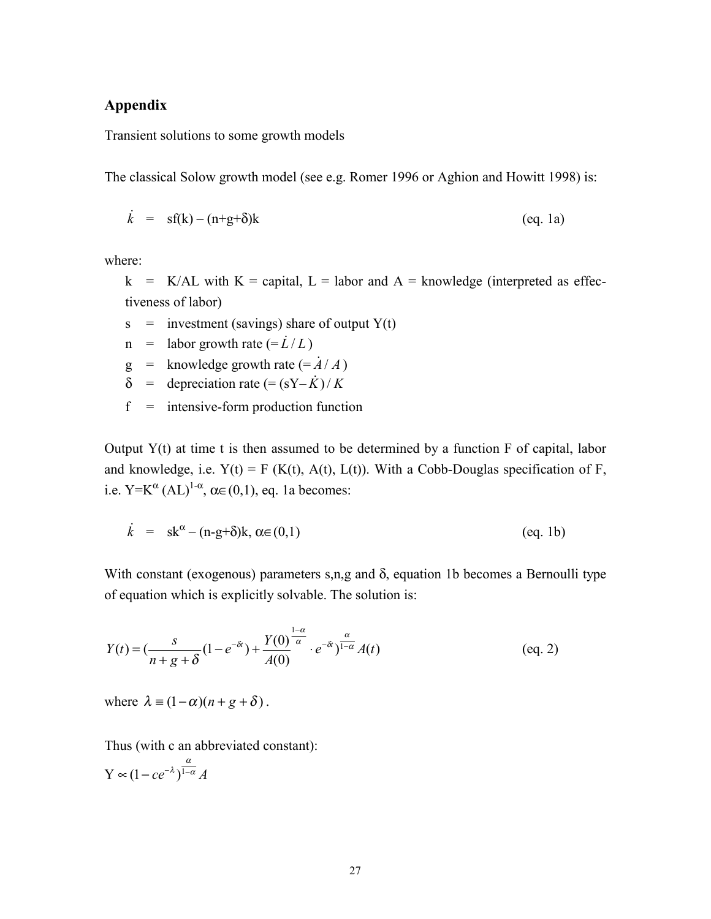## Appendix

Transient solutions to some growth models

The classical Solow growth model (see e.g. Romer 1996 or Aghion and Howitt 1998) is:

$$\dot{k} \quad = \quad sf(k) - (n+g+\delta)k \qquad \text{(eq. 1a)}$$

where:

- $k$ = $K/AL$ with $K$ = capital, $L$ = labor and $A$ = knowledge (interpreted as effectiveness of labor)
- $s$ = investment (savings) share of output $Y(t)$
- $n$ = labor growth rate ($= \dot{L}/L$)
- $g$ = knowledge growth rate ($= \dot{A}/A$)
- $\delta$ = depreciation rate ($= (sY - \dot{K})/K$)
- $f$ = intensive-form production function

Output $Y(t)$ at time t is then assumed to be determined by a function F of capital, labor and knowledge, i.e. $Y(t) = F(K(t), A(t), L(t))$. With a Cobb-Douglas specification of F, i.e. $Y=K^{\alpha}(AL)^{1-\alpha}$, $\alpha \in (0,1)$, eq. 1a becomes:

$$\dot{k} \quad = \quad sk^{\alpha} - (n-g+\delta)k, \ \alpha \in (0,1) \qquad \text{(eq. 1b)}$$

With constant (exogenous) parameters s,n,g and $\delta$, equation 1b becomes a Bernoulli type of equation which is explicitly solvable. The solution is:

$$Y(t) = \left(\frac{s}{n+g+\delta}(1-e^{-\delta t}) + \frac{Y(0)}{A(0)}^{\frac{1-\alpha}{\alpha}} \cdot e^{-\delta t}\right)^{\frac{\alpha}{1-\alpha}} A(t) \qquad \text{(eq. 2)}$$

where $\lambda \equiv (1-\alpha)(n+g+\delta)$.

Thus (with c an abbreviated constant):

$Y \propto (1-ce^{-\lambda})^{\frac{\alpha}{1-\alpha}} A$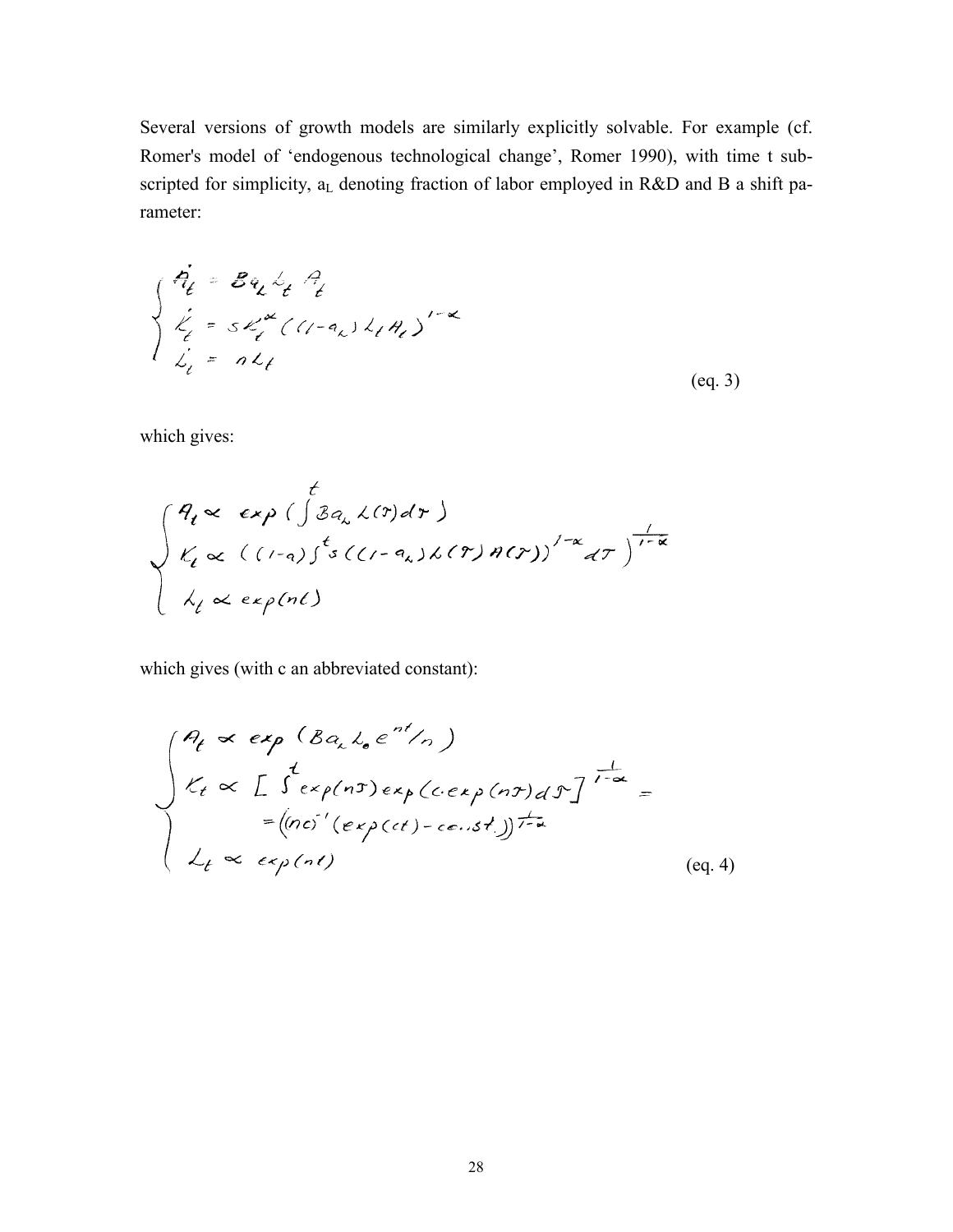Several versions of growth models are similarly explicitly solvable. For example (cf. Romer's model of 'endogenous technological change', Romer 1990), with time t sub-scripted for simplicity, $a_L$ denoting fraction of labor employed in R&D and B a shift parameter:

$$\begin{cases} \dot{A}_t = B a_L L_t A_t \\ \dot{K}_t = s K_t^{\alpha} ((1-a_L) L_t A_t)^{1-\alpha} \\ \dot{L}_t = n L_t \end{cases} \qquad \text{(eq. 3)}$$

which gives:

$$\begin{cases} A_t \propto \exp\left(\int^t B a_L L(\tau) d\tau\right) \\ K_t \propto \left((1-a)\int^t s((1-a_L)L(\tau)A(\tau))^{1-\alpha} d\tau\right)^{\frac{1}{1-\alpha}} \\ L_t \propto \exp(nt) \end{cases}$$

which gives (with c an abbreviated constant):

$$\begin{cases} A_t \propto \exp(B a_L L_0 e^{nt}/n) \\ K_t \propto \left[\int^t \exp(n\tau)\exp(c \cdot \exp(n\tau)) d\tau\right]^{\frac{1}{1-\alpha}} = \\ \qquad = \left((nc)^{-1}(\exp(ct) - \text{const.})\right)^{\frac{1}{1-\alpha}} \\ L_t \propto \exp(nt) \end{cases} \qquad \text{(eq. 4)}$$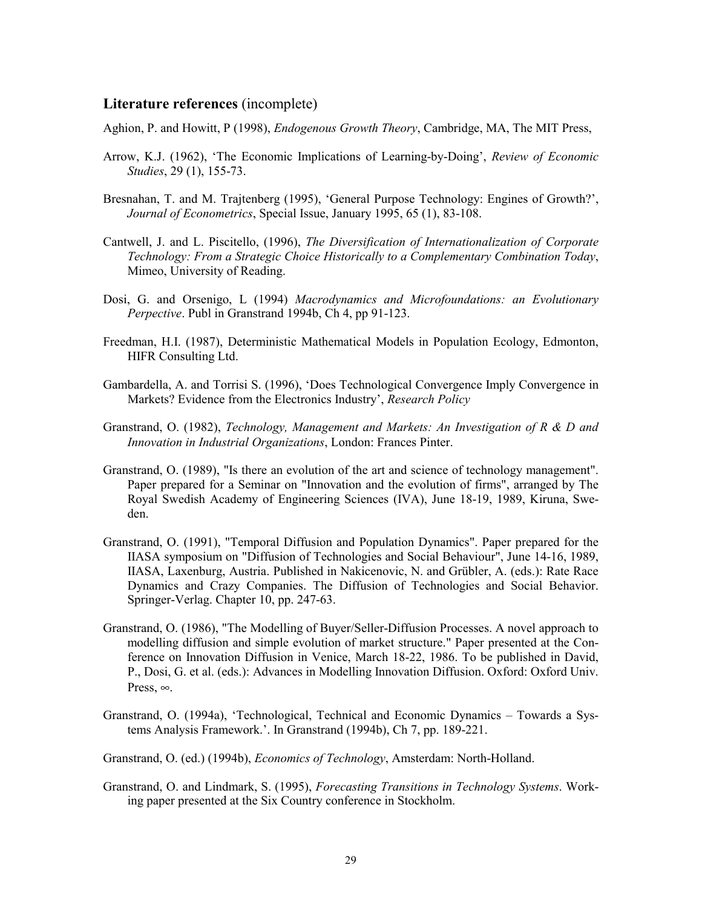## **Literature references** (incomplete)

Aghion, P. and Howitt, P (1998), *Endogenous Growth Theory*, Cambridge, MA, The MIT Press,

Arrow, K.J. (1962), 'The Economic Implications of Learning-by-Doing', *Review of Economic Studies*, 29 (1), 155-73.

Bresnahan, T. and M. Trajtenberg (1995), 'General Purpose Technology: Engines of Growth?', *Journal of Econometrics*, Special Issue, January 1995, 65 (1), 83-108.

Cantwell, J. and L. Piscitello, (1996), *The Diversification of Internationalization of Corporate Technology: From a Strategic Choice Historically to a Complementary Combination Today*, Mimeo, University of Reading.

Dosi, G. and Orsenigo, L (1994) *Macrodynamics and Microfoundations: an Evolutionary Perpective*. Publ in Granstrand 1994b, Ch 4, pp 91-123.

Freedman, H.I. (1987), Deterministic Mathematical Models in Population Ecology, Edmonton, HIFR Consulting Ltd.

Gambardella, A. and Torrisi S. (1996), 'Does Technological Convergence Imply Convergence in Markets? Evidence from the Electronics Industry', *Research Policy*

Granstrand, O. (1982), *Technology, Management and Markets: An Investigation of R & D and Innovation in Industrial Organizations*, London: Frances Pinter.

Granstrand, O. (1989), "Is there an evolution of the art and science of technology management". Paper prepared for a Seminar on "Innovation and the evolution of firms", arranged by The Royal Swedish Academy of Engineering Sciences (IVA), June 18-19, 1989, Kiruna, Sweden.

Granstrand, O. (1991), "Temporal Diffusion and Population Dynamics". Paper prepared for the IIASA symposium on "Diffusion of Technologies and Social Behaviour", June 14-16, 1989, IIASA, Laxenburg, Austria. Published in Nakicenovic, N. and Grübler, A. (eds.): Rate Race Dynamics and Crazy Companies. The Diffusion of Technologies and Social Behavior. Springer-Verlag. Chapter 10, pp. 247-63.

Granstrand, O. (1986), "The Modelling of Buyer/Seller-Diffusion Processes. A novel approach to modelling diffusion and simple evolution of market structure." Paper presented at the Conference on Innovation Diffusion in Venice, March 18-22, 1986. To be published in David, P., Dosi, G. et al. (eds.): Advances in Modelling Innovation Diffusion. Oxford: Oxford Univ. Press, ∞.

Granstrand, O. (1994a), 'Technological, Technical and Economic Dynamics – Towards a Systems Analysis Framework.'. In Granstrand (1994b), Ch 7, pp. 189-221.

Granstrand, O. (ed.) (1994b), *Economics of Technology*, Amsterdam: North-Holland.

Granstrand, O. and Lindmark, S. (1995), *Forecasting Transitions in Technology Systems*. Working paper presented at the Six Country conference in Stockholm.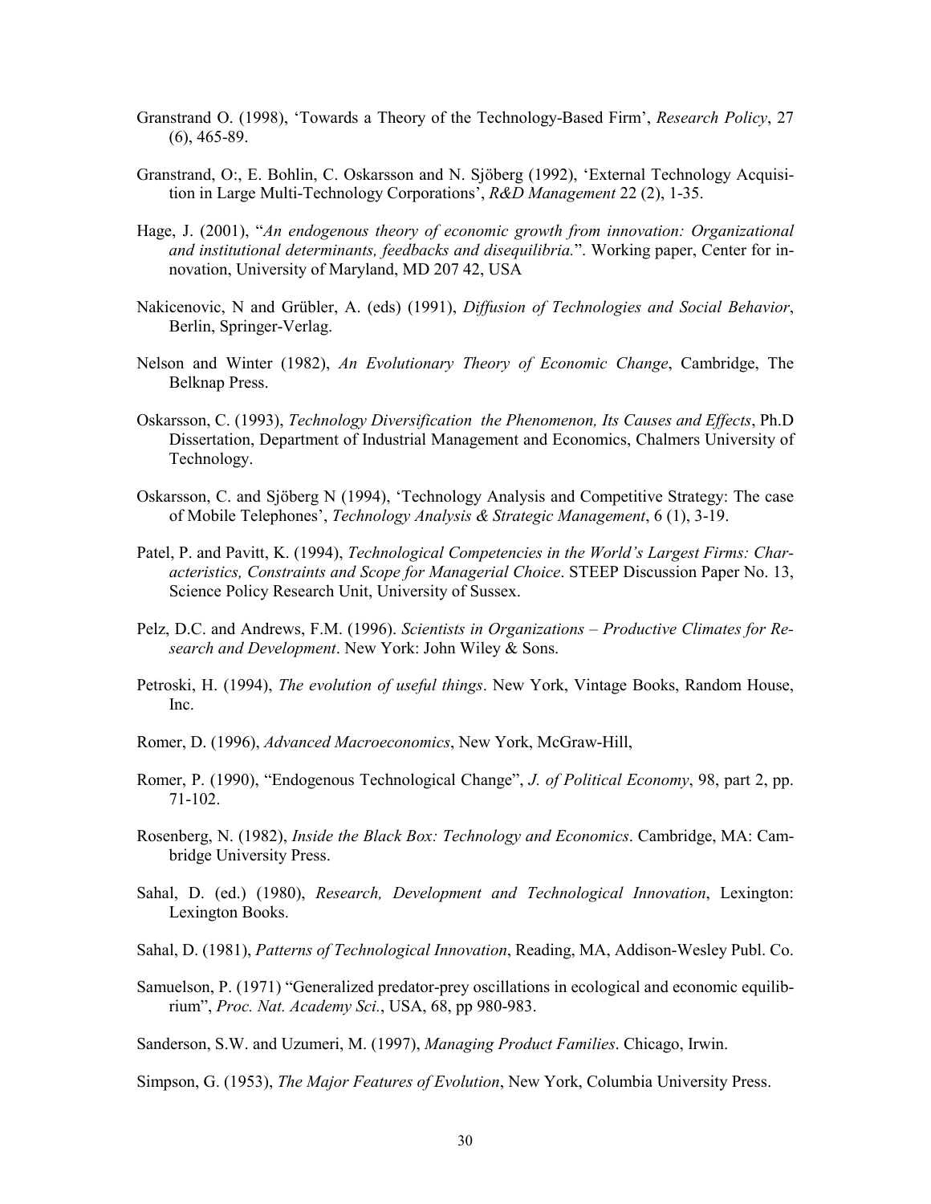Granstrand O. (1998), 'Towards a Theory of the Technology-Based Firm', *Research Policy*, 27 (6), 465-89.

Granstrand, O:, E. Bohlin, C. Oskarsson and N. Sjöberg (1992), 'External Technology Acquisition in Large Multi-Technology Corporations', *R&D Management* 22 (2), 1-35.

Hage, J. (2001), "*An endogenous theory of economic growth from innovation: Organizational and institutional determinants, feedbacks and disequilibria.*". Working paper, Center for innovation, University of Maryland, MD 207 42, USA

Nakicenovic, N and Grübler, A. (eds) (1991), *Diffusion of Technologies and Social Behavior*, Berlin, Springer-Verlag.

Nelson and Winter (1982), *An Evolutionary Theory of Economic Change*, Cambridge, The Belknap Press.

Oskarsson, C. (1993), *Technology Diversification the Phenomenon, Its Causes and Effects*, Ph.D Dissertation, Department of Industrial Management and Economics, Chalmers University of Technology.

Oskarsson, C. and Sjöberg N (1994), 'Technology Analysis and Competitive Strategy: The case of Mobile Telephones', *Technology Analysis & Strategic Management*, 6 (1), 3-19.

Patel, P. and Pavitt, K. (1994), *Technological Competencies in the World's Largest Firms: Characteristics, Constraints and Scope for Managerial Choice*. STEEP Discussion Paper No. 13, Science Policy Research Unit, University of Sussex.

Pelz, D.C. and Andrews, F.M. (1996). *Scientists in Organizations – Productive Climates for Research and Development*. New York: John Wiley & Sons.

Petroski, H. (1994), *The evolution of useful things*. New York, Vintage Books, Random House, Inc.

Romer, D. (1996), *Advanced Macroeconomics*, New York, McGraw-Hill,

Romer, P. (1990), "Endogenous Technological Change", *J. of Political Economy*, 98, part 2, pp. 71-102.

Rosenberg, N. (1982), *Inside the Black Box: Technology and Economics*. Cambridge, MA: Cambridge University Press.

Sahal, D. (ed.) (1980), *Research, Development and Technological Innovation*, Lexington: Lexington Books.

Sahal, D. (1981), *Patterns of Technological Innovation*, Reading, MA, Addison-Wesley Publ. Co.

Samuelson, P. (1971) "Generalized predator-prey oscillations in ecological and economic equilibrium", *Proc. Nat. Academy Sci.*, USA, 68, pp 980-983.

Sanderson, S.W. and Uzumeri, M. (1997), *Managing Product Families*. Chicago, Irwin.

Simpson, G. (1953), *The Major Features of Evolution*, New York, Columbia University Press.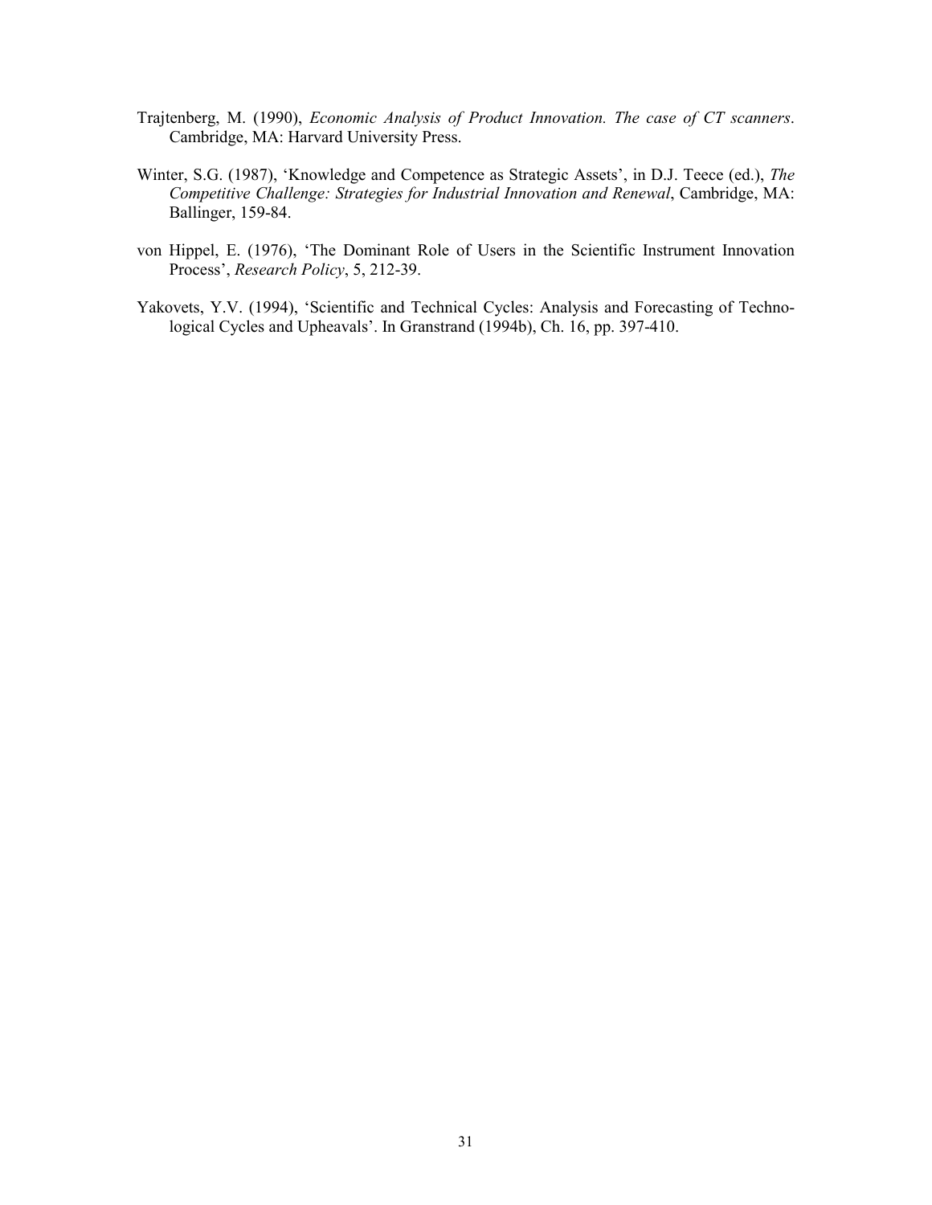Trajtenberg, M. (1990), *Economic Analysis of Product Innovation. The case of CT scanners*. Cambridge, MA: Harvard University Press.

Winter, S.G. (1987), 'Knowledge and Competence as Strategic Assets', in D.J. Teece (ed.), *The Competitive Challenge: Strategies for Industrial Innovation and Renewal*, Cambridge, MA: Ballinger, 159-84.

von Hippel, E. (1976), 'The Dominant Role of Users in the Scientific Instrument Innovation Process', *Research Policy*, 5, 212-39.

Yakovets, Y.V. (1994), 'Scientific and Technical Cycles: Analysis and Forecasting of Technological Cycles and Upheavals'. In Granstrand (1994b), Ch. 16, pp. 397-410.